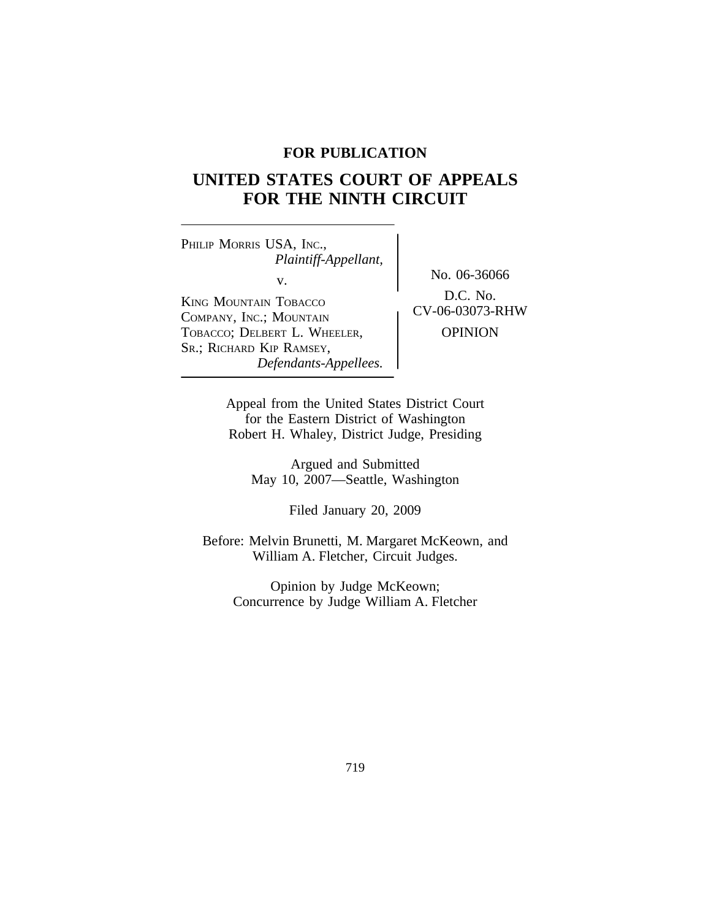**FOR PUBLICATION**

# UNITED STATES COURT OF APPEALS FOR THE NINTH CIRCUIT

PHILIP MORRIS USA, INC.,
*Plaintiff-Appellant,*

v.

KING MOUNTAIN TOBACCO COMPANY, INC.; MOUNTAIN TOBACCO; DELBERT L. WHEELER, SR.; RICHARD KIP RAMSEY,
*Defendants-Appellees.*

No. 06-36066

D.C. No. CV-06-03073-RHW

OPINION

Appeal from the United States District Court for the Eastern District of Washington
Robert H. Whaley, District Judge, Presiding

Argued and Submitted
May 10, 2007—Seattle, Washington

Filed January 20, 2009

Before: Melvin Brunetti, M. Margaret McKeown, and William A. Fletcher, Circuit Judges.

Opinion by Judge McKeown;
Concurrence by Judge William A. Fletcher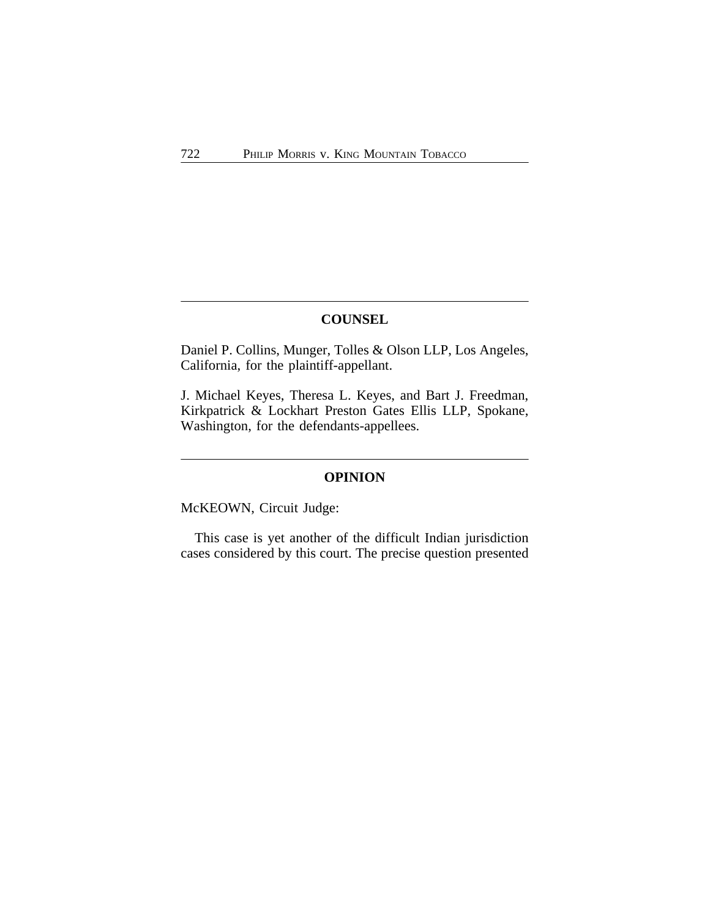## COUNSEL

Daniel P. Collins, Munger, Tolles & Olson LLP, Los Angeles, California, for the plaintiff-appellant.

J. Michael Keyes, Theresa L. Keyes, and Bart J. Freedman, Kirkpatrick & Lockhart Preston Gates Ellis LLP, Spokane, Washington, for the defendants-appellees.

## OPINION

McKEOWN, Circuit Judge:

This case is yet another of the difficult Indian jurisdiction cases considered by this court. The precise question presented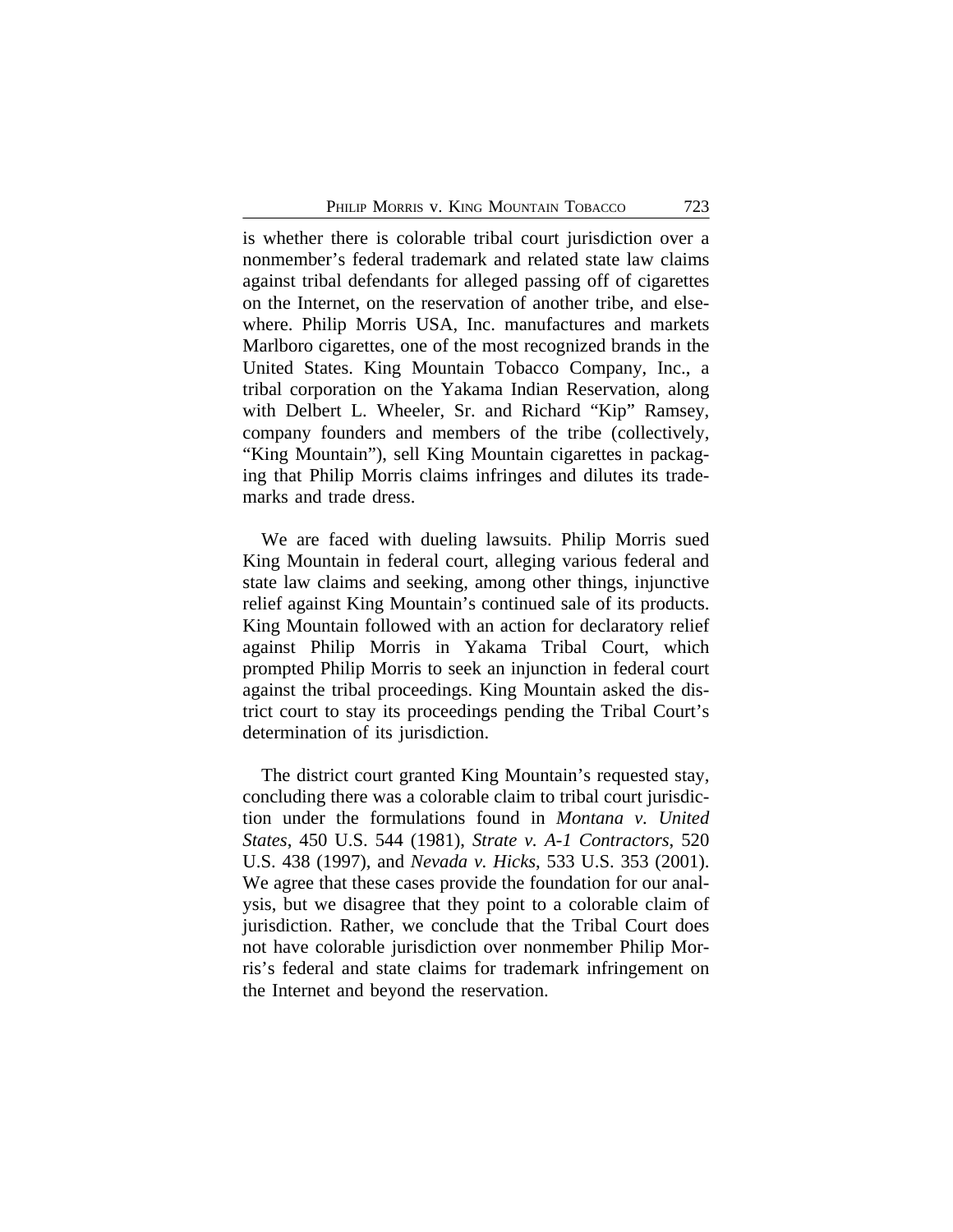is whether there is colorable tribal court jurisdiction over a nonmember's federal trademark and related state law claims against tribal defendants for alleged passing off of cigarettes on the Internet, on the reservation of another tribe, and elsewhere. Philip Morris USA, Inc. manufactures and markets Marlboro cigarettes, one of the most recognized brands in the United States. King Mountain Tobacco Company, Inc., a tribal corporation on the Yakama Indian Reservation, along with Delbert L. Wheeler, Sr. and Richard "Kip" Ramsey, company founders and members of the tribe (collectively, "King Mountain"), sell King Mountain cigarettes in packaging that Philip Morris claims infringes and dilutes its trademarks and trade dress.

We are faced with dueling lawsuits. Philip Morris sued King Mountain in federal court, alleging various federal and state law claims and seeking, among other things, injunctive relief against King Mountain's continued sale of its products. King Mountain followed with an action for declaratory relief against Philip Morris in Yakama Tribal Court, which prompted Philip Morris to seek an injunction in federal court against the tribal proceedings. King Mountain asked the district court to stay its proceedings pending the Tribal Court's determination of its jurisdiction.

The district court granted King Mountain's requested stay, concluding there was a colorable claim to tribal court jurisdiction under the formulations found in *Montana v. United States*, 450 U.S. 544 (1981), *Strate v. A-1 Contractors*, 520 U.S. 438 (1997), and *Nevada v. Hicks*, 533 U.S. 353 (2001). We agree that these cases provide the foundation for our analysis, but we disagree that they point to a colorable claim of jurisdiction. Rather, we conclude that the Tribal Court does not have colorable jurisdiction over nonmember Philip Morris's federal and state claims for trademark infringement on the Internet and beyond the reservation.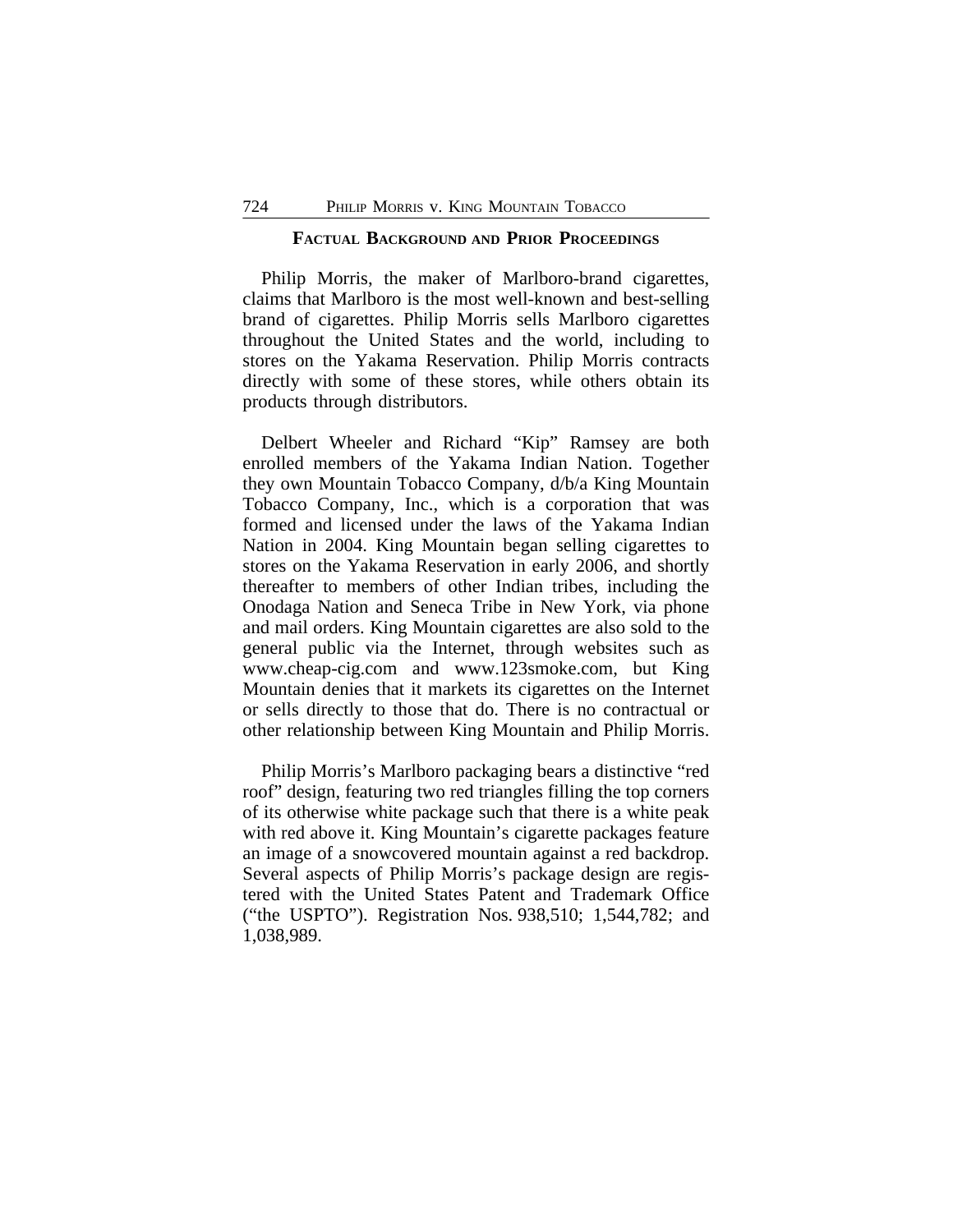## FACTUAL BACKGROUND AND PRIOR PROCEEDINGS

Philip Morris, the maker of Marlboro-brand cigarettes, claims that Marlboro is the most well-known and best-selling brand of cigarettes. Philip Morris sells Marlboro cigarettes throughout the United States and the world, including to stores on the Yakama Reservation. Philip Morris contracts directly with some of these stores, while others obtain its products through distributors.

Delbert Wheeler and Richard "Kip" Ramsey are both enrolled members of the Yakama Indian Nation. Together they own Mountain Tobacco Company, d/b/a King Mountain Tobacco Company, Inc., which is a corporation that was formed and licensed under the laws of the Yakama Indian Nation in 2004. King Mountain began selling cigarettes to stores on the Yakama Reservation in early 2006, and shortly thereafter to members of other Indian tribes, including the Onodaga Nation and Seneca Tribe in New York, via phone and mail orders. King Mountain cigarettes are also sold to the general public via the Internet, through websites such as www.cheap-cig.com and www.123smoke.com, but King Mountain denies that it markets its cigarettes on the Internet or sells directly to those that do. There is no contractual or other relationship between King Mountain and Philip Morris.

Philip Morris's Marlboro packaging bears a distinctive "red roof" design, featuring two red triangles filling the top corners of its otherwise white package such that there is a white peak with red above it. King Mountain's cigarette packages feature an image of a snowcovered mountain against a red backdrop. Several aspects of Philip Morris's package design are registered with the United States Patent and Trademark Office ("the USPTO"). Registration Nos. 938,510; 1,544,782; and 1,038,989.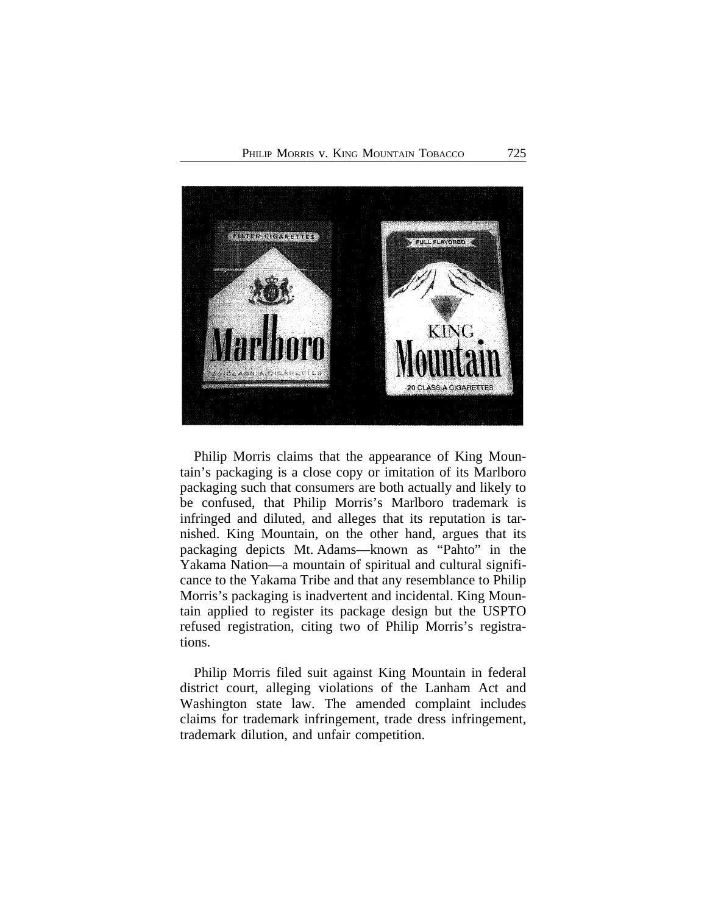Philip Morris claims that the appearance of King Mountain's packaging is a close copy or imitation of its Marlboro packaging such that consumers are both actually and likely to be confused, that Philip Morris's Marlboro trademark is infringed and diluted, and alleges that its reputation is tarnished. King Mountain, on the other hand, argues that its packaging depicts Mt. Adams—known as "Pahto" in the Yakama Nation—a mountain of spiritual and cultural significance to the Yakama Tribe and that any resemblance to Philip Morris's packaging is inadvertent and incidental. King Mountain applied to register its package design but the USPTO refused registration, citing two of Philip Morris's registrations.

Philip Morris filed suit against King Mountain in federal district court, alleging violations of the Lanham Act and Washington state law. The amended complaint includes claims for trademark infringement, trade dress infringement, trademark dilution, and unfair competition.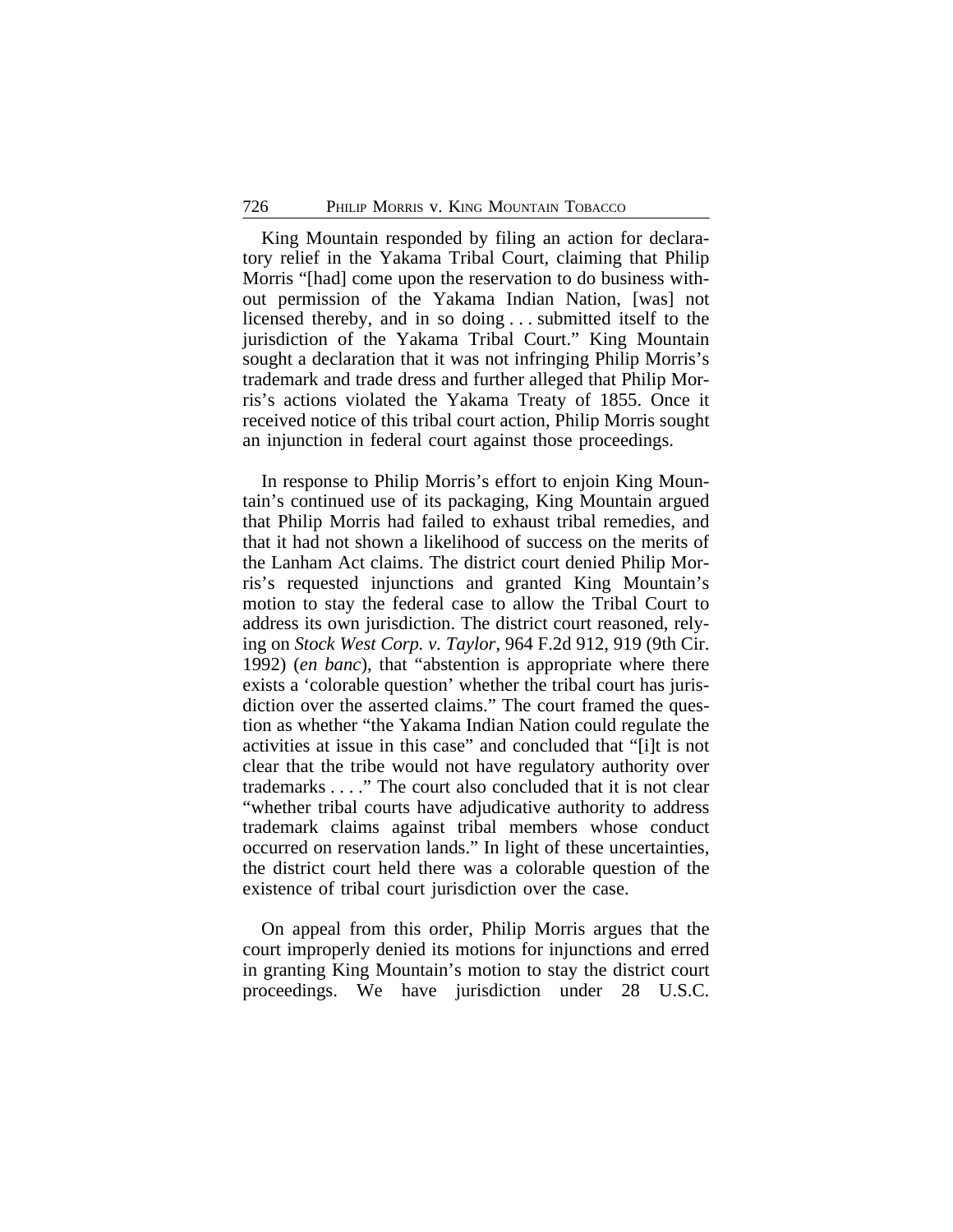King Mountain responded by filing an action for declaratory relief in the Yakama Tribal Court, claiming that Philip Morris "[had] come upon the reservation to do business without permission of the Yakama Indian Nation, [was] not licensed thereby, and in so doing . . . submitted itself to the jurisdiction of the Yakama Tribal Court." King Mountain sought a declaration that it was not infringing Philip Morris's trademark and trade dress and further alleged that Philip Morris's actions violated the Yakama Treaty of 1855. Once it received notice of this tribal court action, Philip Morris sought an injunction in federal court against those proceedings.

In response to Philip Morris's effort to enjoin King Mountain's continued use of its packaging, King Mountain argued that Philip Morris had failed to exhaust tribal remedies, and that it had not shown a likelihood of success on the merits of the Lanham Act claims. The district court denied Philip Morris's requested injunctions and granted King Mountain's motion to stay the federal case to allow the Tribal Court to address its own jurisdiction. The district court reasoned, relying on *Stock West Corp. v. Taylor*, 964 F.2d 912, 919 (9th Cir. 1992) (*en banc*), that "abstention is appropriate where there exists a 'colorable question' whether the tribal court has jurisdiction over the asserted claims." The court framed the question as whether "the Yakama Indian Nation could regulate the activities at issue in this case" and concluded that "[i]t is not clear that the tribe would not have regulatory authority over trademarks . . . ." The court also concluded that it is not clear "whether tribal courts have adjudicative authority to address trademark claims against tribal members whose conduct occurred on reservation lands." In light of these uncertainties, the district court held there was a colorable question of the existence of tribal court jurisdiction over the case.

On appeal from this order, Philip Morris argues that the court improperly denied its motions for injunctions and erred in granting King Mountain's motion to stay the district court proceedings. We have jurisdiction under 28 U.S.C.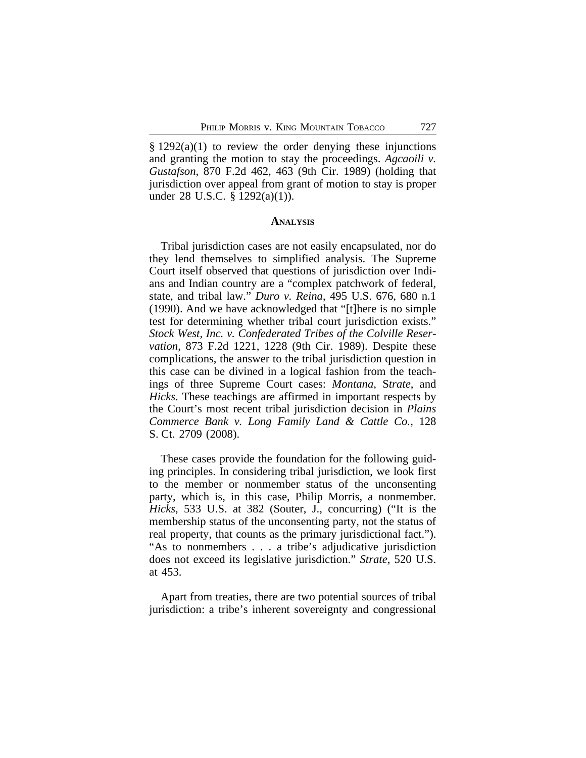§ 1292(a)(1) to review the order denying these injunctions and granting the motion to stay the proceedings. *Agcaoili v. Gustafson*, 870 F.2d 462, 463 (9th Cir. 1989) (holding that jurisdiction over appeal from grant of motion to stay is proper under 28 U.S.C. § 1292(a)(1)).

## ANALYSIS

Tribal jurisdiction cases are not easily encapsulated, nor do they lend themselves to simplified analysis. The Supreme Court itself observed that questions of jurisdiction over Indians and Indian country are a "complex patchwork of federal, state, and tribal law." *Duro v. Reina*, 495 U.S. 676, 680 n.1 (1990). And we have acknowledged that "[t]here is no simple test for determining whether tribal court jurisdiction exists." *Stock West, Inc. v. Confederated Tribes of the Colville Reservation*, 873 F.2d 1221, 1228 (9th Cir. 1989). Despite these complications, the answer to the tribal jurisdiction question in this case can be divined in a logical fashion from the teachings of three Supreme Court cases: *Montana*, *Strate*, and *Hicks*. These teachings are affirmed in important respects by the Court's most recent tribal jurisdiction decision in *Plains Commerce Bank v. Long Family Land & Cattle Co.*, 128 S. Ct. 2709 (2008).

These cases provide the foundation for the following guiding principles. In considering tribal jurisdiction, we look first to the member or nonmember status of the unconsenting party, which is, in this case, Philip Morris, a nonmember. *Hicks*, 533 U.S. at 382 (Souter, J., concurring) ("It is the membership status of the unconsenting party, not the status of real property, that counts as the primary jurisdictional fact."). "As to nonmembers . . . a tribe's adjudicative jurisdiction does not exceed its legislative jurisdiction." *Strate*, 520 U.S. at 453.

Apart from treaties, there are two potential sources of tribal jurisdiction: a tribe's inherent sovereignty and congressional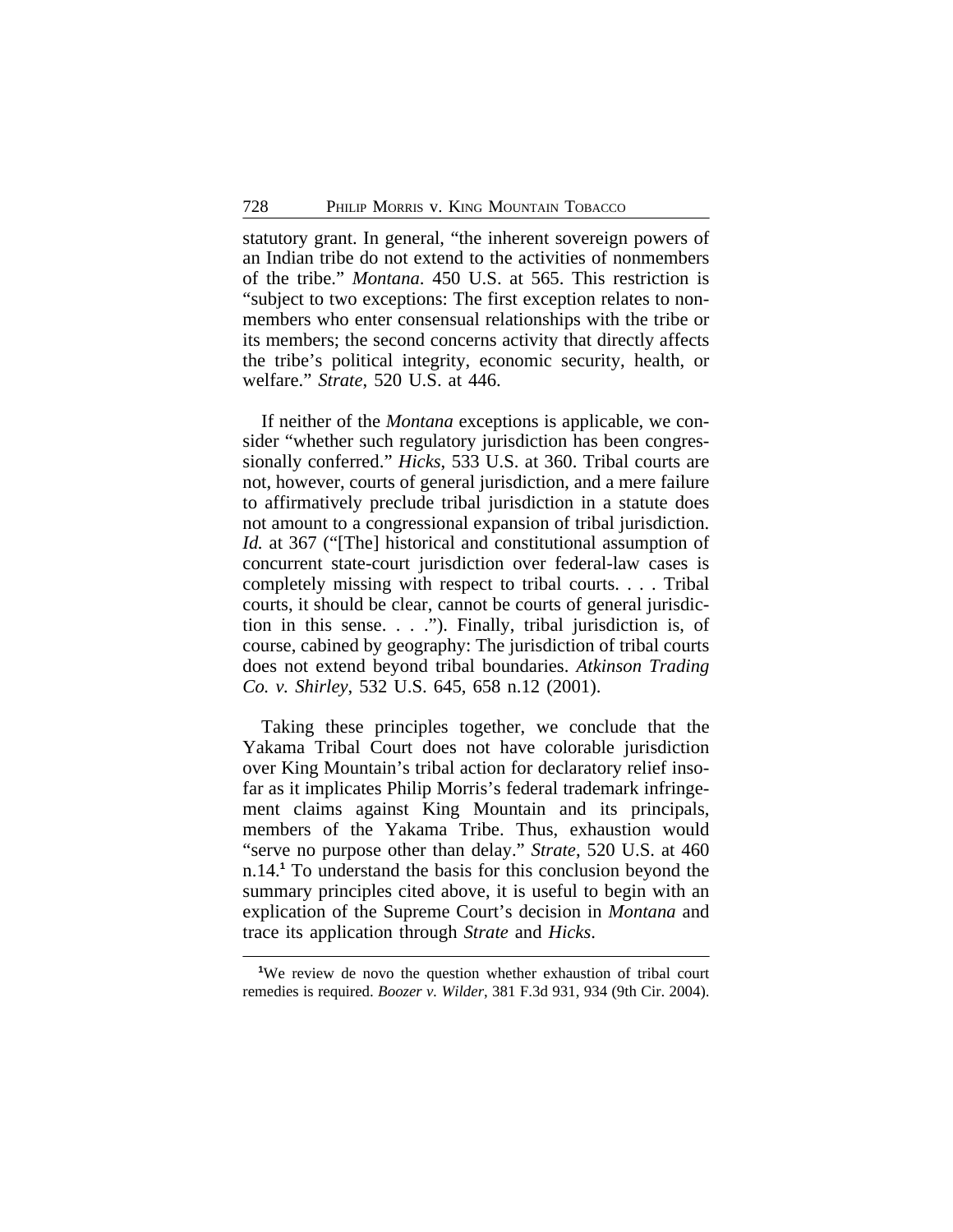statutory grant. In general, "the inherent sovereign powers of an Indian tribe do not extend to the activities of nonmembers of the tribe." *Montana*. 450 U.S. at 565. This restriction is "subject to two exceptions: The first exception relates to nonmembers who enter consensual relationships with the tribe or its members; the second concerns activity that directly affects the tribe's political integrity, economic security, health, or welfare." *Strate*, 520 U.S. at 446.

If neither of the *Montana* exceptions is applicable, we consider "whether such regulatory jurisdiction has been congressionally conferred." *Hicks*, 533 U.S. at 360. Tribal courts are not, however, courts of general jurisdiction, and a mere failure to affirmatively preclude tribal jurisdiction in a statute does not amount to a congressional expansion of tribal jurisdiction. *Id.* at 367 ("[The] historical and constitutional assumption of concurrent state-court jurisdiction over federal-law cases is completely missing with respect to tribal courts. . . . Tribal courts, it should be clear, cannot be courts of general jurisdiction in this sense. . . ."). Finally, tribal jurisdiction is, of course, cabined by geography: The jurisdiction of tribal courts does not extend beyond tribal boundaries. *Atkinson Trading Co. v. Shirley*, 532 U.S. 645, 658 n.12 (2001).

Taking these principles together, we conclude that the Yakama Tribal Court does not have colorable jurisdiction over King Mountain's tribal action for declaratory relief insofar as it implicates Philip Morris's federal trademark infringement claims against King Mountain and its principals, members of the Yakama Tribe. Thus, exhaustion would "serve no purpose other than delay." *Strate*, 520 U.S. at 460 n.14.[1] To understand the basis for this conclusion beyond the summary principles cited above, it is useful to begin with an explication of the Supreme Court's decision in *Montana* and trace its application through *Strate* and *Hicks*.

---

[1]We review de novo the question whether exhaustion of tribal court remedies is required. *Boozer v. Wilder*, 381 F.3d 931, 934 (9th Cir. 2004).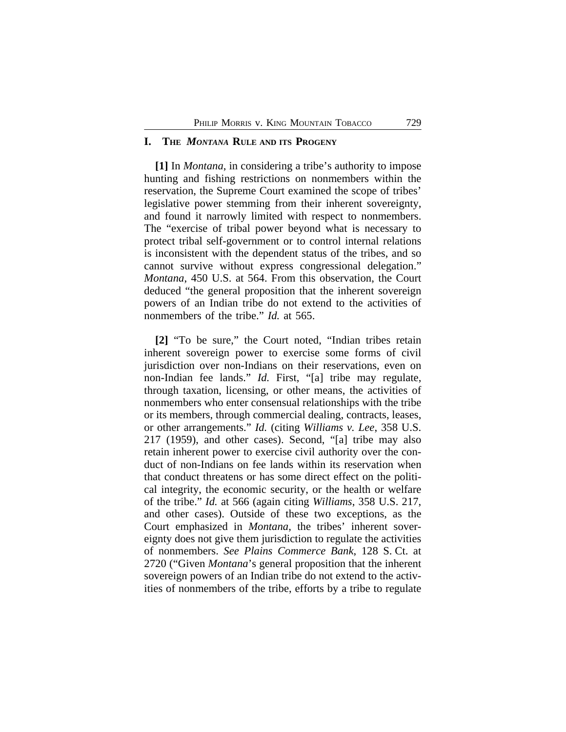## I. The *Montana* Rule and its Progeny

**[1]** In *Montana*, in considering a tribe's authority to impose hunting and fishing restrictions on nonmembers within the reservation, the Supreme Court examined the scope of tribes' legislative power stemming from their inherent sovereignty, and found it narrowly limited with respect to nonmembers. The "exercise of tribal power beyond what is necessary to protect tribal self-government or to control internal relations is inconsistent with the dependent status of the tribes, and so cannot survive without express congressional delegation." *Montana*, 450 U.S. at 564. From this observation, the Court deduced "the general proposition that the inherent sovereign powers of an Indian tribe do not extend to the activities of nonmembers of the tribe." *Id.* at 565.

**[2]** "To be sure," the Court noted, "Indian tribes retain inherent sovereign power to exercise some forms of civil jurisdiction over non-Indians on their reservations, even on non-Indian fee lands." *Id.* First, "[a] tribe may regulate, through taxation, licensing, or other means, the activities of nonmembers who enter consensual relationships with the tribe or its members, through commercial dealing, contracts, leases, or other arrangements." *Id.* (citing *Williams v. Lee*, 358 U.S. 217 (1959), and other cases). Second, "[a] tribe may also retain inherent power to exercise civil authority over the conduct of non-Indians on fee lands within its reservation when that conduct threatens or has some direct effect on the political integrity, the economic security, or the health or welfare of the tribe." *Id.* at 566 (again citing *Williams*, 358 U.S. 217, and other cases). Outside of these two exceptions, as the Court emphasized in *Montana*, the tribes' inherent sovereignty does not give them jurisdiction to regulate the activities of nonmembers. *See Plains Commerce Bank*, 128 S. Ct. at 2720 ("Given *Montana*'s general proposition that the inherent sovereign powers of an Indian tribe do not extend to the activities of nonmembers of the tribe, efforts by a tribe to regulate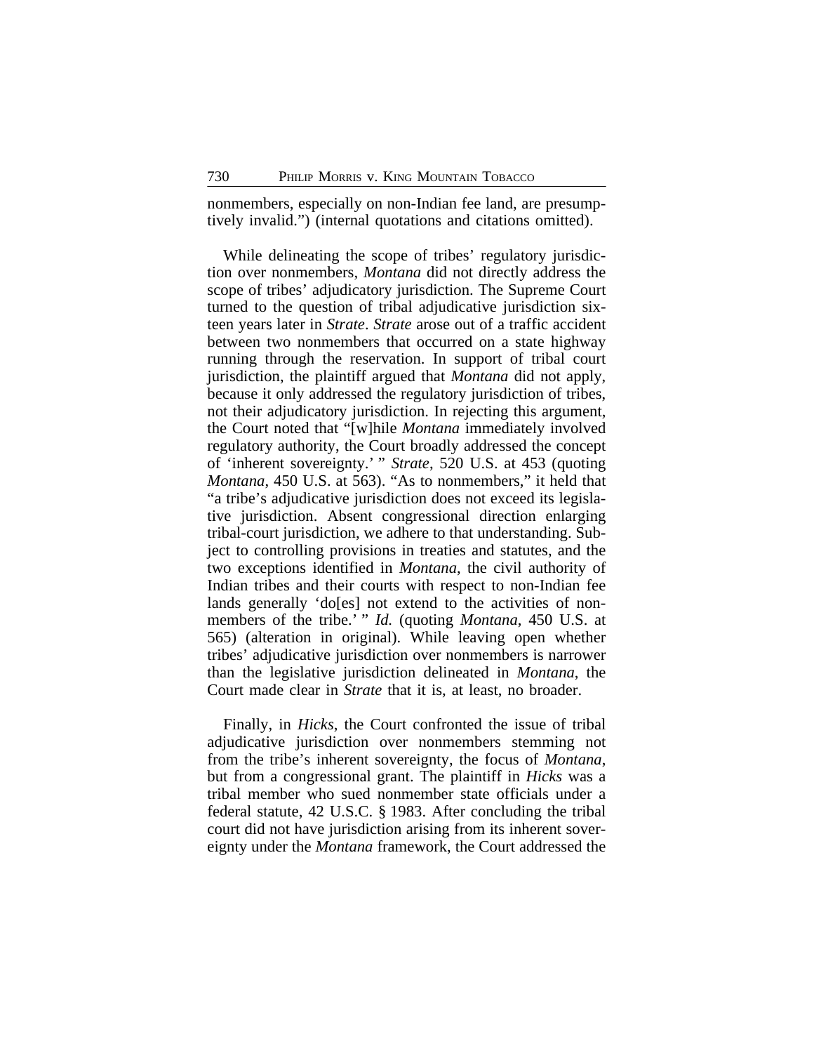nonmembers, especially on non-Indian fee land, are presumptively invalid.") (internal quotations and citations omitted).

While delineating the scope of tribes' regulatory jurisdiction over nonmembers, *Montana* did not directly address the scope of tribes' adjudicatory jurisdiction. The Supreme Court turned to the question of tribal adjudicative jurisdiction sixteen years later in *Strate*. *Strate* arose out of a traffic accident between two nonmembers that occurred on a state highway running through the reservation. In support of tribal court jurisdiction, the plaintiff argued that *Montana* did not apply, because it only addressed the regulatory jurisdiction of tribes, not their adjudicatory jurisdiction. In rejecting this argument, the Court noted that "[w]hile *Montana* immediately involved regulatory authority, the Court broadly addressed the concept of 'inherent sovereignty.' " *Strate*, 520 U.S. at 453 (quoting *Montana*, 450 U.S. at 563). "As to nonmembers," it held that "a tribe's adjudicative jurisdiction does not exceed its legislative jurisdiction. Absent congressional direction enlarging tribal-court jurisdiction, we adhere to that understanding. Subject to controlling provisions in treaties and statutes, and the two exceptions identified in *Montana*, the civil authority of Indian tribes and their courts with respect to non-Indian fee lands generally 'do[es] not extend to the activities of nonmembers of the tribe.' " *Id.* (quoting *Montana*, 450 U.S. at 565) (alteration in original). While leaving open whether tribes' adjudicative jurisdiction over nonmembers is narrower than the legislative jurisdiction delineated in *Montana*, the Court made clear in *Strate* that it is, at least, no broader.

Finally, in *Hicks*, the Court confronted the issue of tribal adjudicative jurisdiction over nonmembers stemming not from the tribe's inherent sovereignty, the focus of *Montana*, but from a congressional grant. The plaintiff in *Hicks* was a tribal member who sued nonmember state officials under a federal statute, 42 U.S.C. § 1983. After concluding the tribal court did not have jurisdiction arising from its inherent sovereignty under the *Montana* framework, the Court addressed the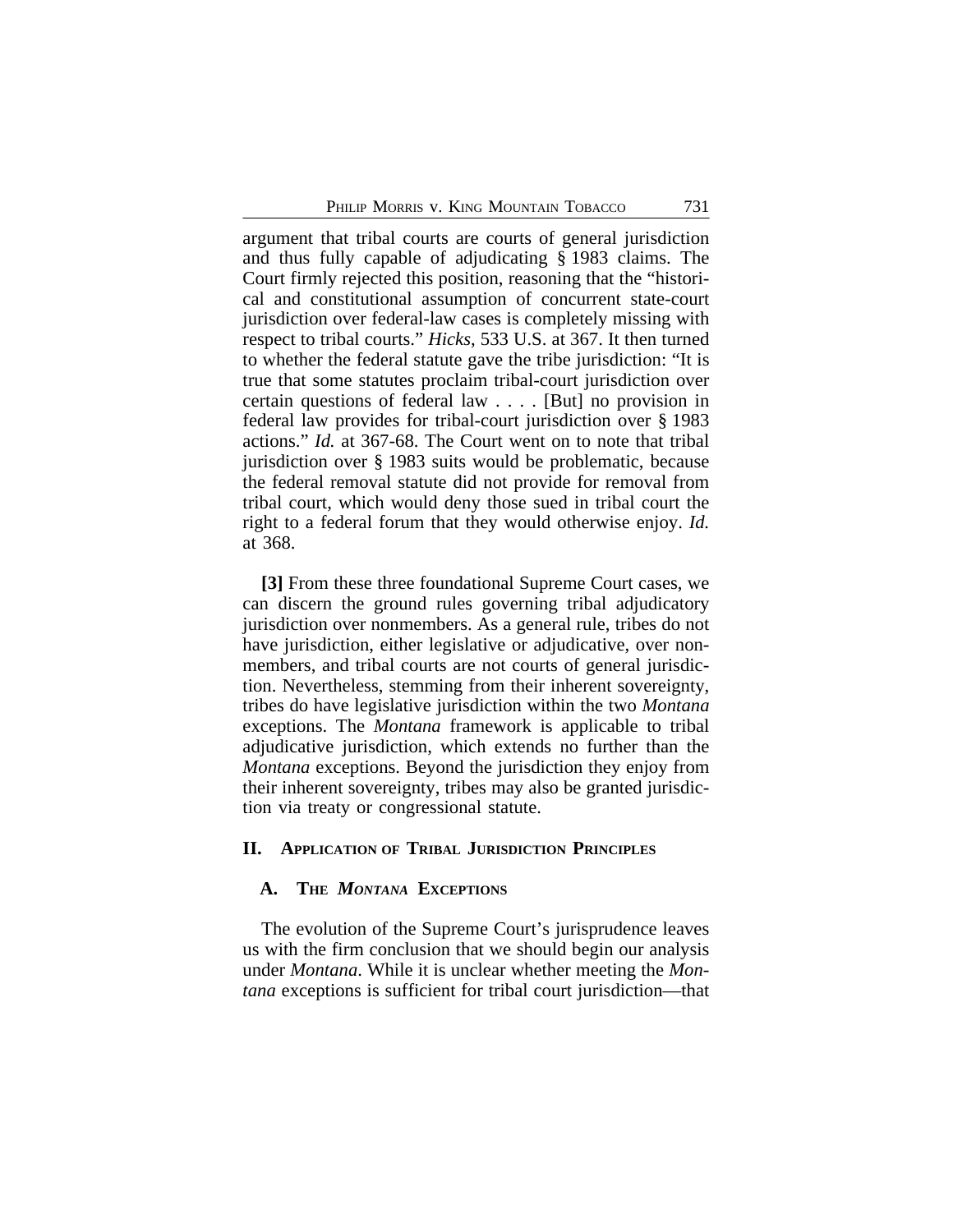argument that tribal courts are courts of general jurisdiction and thus fully capable of adjudicating § 1983 claims. The Court firmly rejected this position, reasoning that the "historical and constitutional assumption of concurrent state-court jurisdiction over federal-law cases is completely missing with respect to tribal courts." *Hicks*, 533 U.S. at 367. It then turned to whether the federal statute gave the tribe jurisdiction: "It is true that some statutes proclaim tribal-court jurisdiction over certain questions of federal law . . . . [But] no provision in federal law provides for tribal-court jurisdiction over § 1983 actions." *Id.* at 367-68. The Court went on to note that tribal jurisdiction over § 1983 suits would be problematic, because the federal removal statute did not provide for removal from tribal court, which would deny those sued in tribal court the right to a federal forum that they would otherwise enjoy. *Id.* at 368.

**[3]** From these three foundational Supreme Court cases, we can discern the ground rules governing tribal adjudicatory jurisdiction over nonmembers. As a general rule, tribes do not have jurisdiction, either legislative or adjudicative, over nonmembers, and tribal courts are not courts of general jurisdiction. Nevertheless, stemming from their inherent sovereignty, tribes do have legislative jurisdiction within the two *Montana* exceptions. The *Montana* framework is applicable to tribal adjudicative jurisdiction, which extends no further than the *Montana* exceptions. Beyond the jurisdiction they enjoy from their inherent sovereignty, tribes may also be granted jurisdiction via treaty or congressional statute.

## II. Application of Tribal Jurisdiction Principles

### A. The *Montana* Exceptions

The evolution of the Supreme Court's jurisprudence leaves us with the firm conclusion that we should begin our analysis under *Montana*. While it is unclear whether meeting the *Montana* exceptions is sufficient for tribal court jurisdiction—that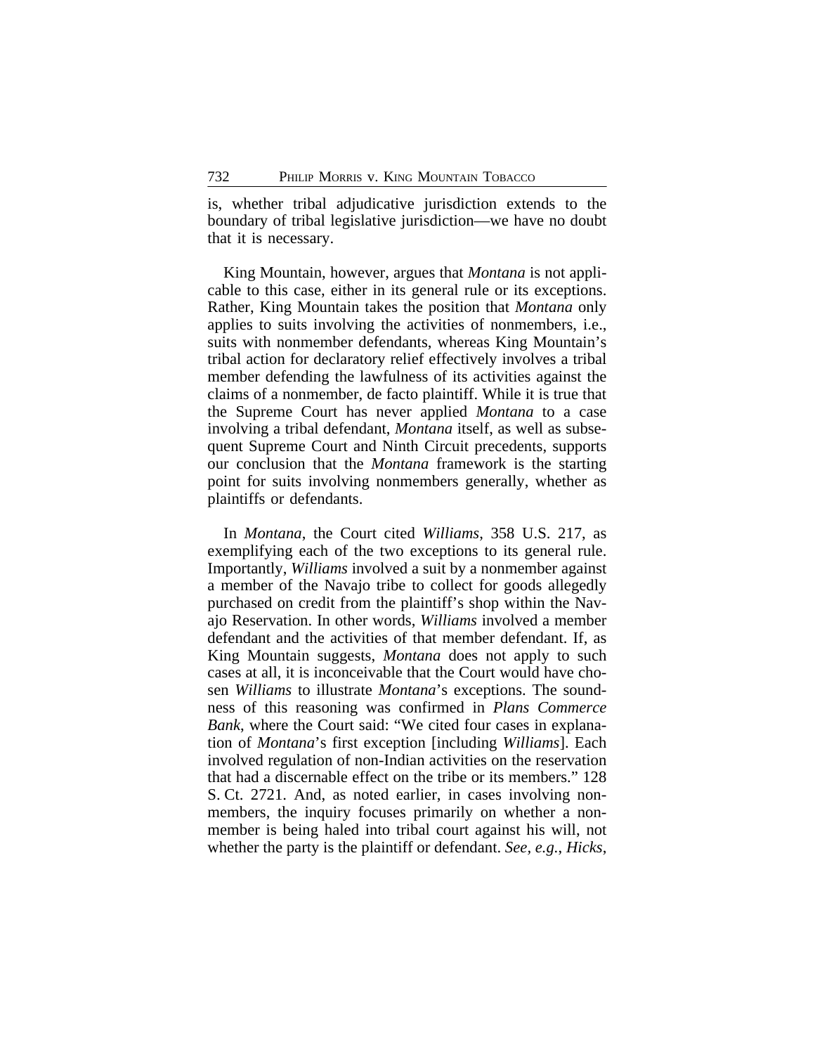is, whether tribal adjudicative jurisdiction extends to the boundary of tribal legislative jurisdiction—we have no doubt that it is necessary.

King Mountain, however, argues that *Montana* is not applicable to this case, either in its general rule or its exceptions. Rather, King Mountain takes the position that *Montana* only applies to suits involving the activities of nonmembers, i.e., suits with nonmember defendants, whereas King Mountain's tribal action for declaratory relief effectively involves a tribal member defending the lawfulness of its activities against the claims of a nonmember, de facto plaintiff. While it is true that the Supreme Court has never applied *Montana* to a case involving a tribal defendant, *Montana* itself, as well as subsequent Supreme Court and Ninth Circuit precedents, supports our conclusion that the *Montana* framework is the starting point for suits involving nonmembers generally, whether as plaintiffs or defendants.

In *Montana*, the Court cited *Williams*, 358 U.S. 217, as exemplifying each of the two exceptions to its general rule. Importantly, *Williams* involved a suit by a nonmember against a member of the Navajo tribe to collect for goods allegedly purchased on credit from the plaintiff's shop within the Navajo Reservation. In other words, *Williams* involved a member defendant and the activities of that member defendant. If, as King Mountain suggests, *Montana* does not apply to such cases at all, it is inconceivable that the Court would have chosen *Williams* to illustrate *Montana*'s exceptions. The soundness of this reasoning was confirmed in *Plans Commerce Bank*, where the Court said: "We cited four cases in explanation of *Montana*'s first exception [including *Williams*]. Each involved regulation of non-Indian activities on the reservation that had a discernable effect on the tribe or its members." 128 S. Ct. 2721. And, as noted earlier, in cases involving nonmembers, the inquiry focuses primarily on whether a nonmember is being haled into tribal court against his will, not whether the party is the plaintiff or defendant. *See, e.g.*, *Hicks*,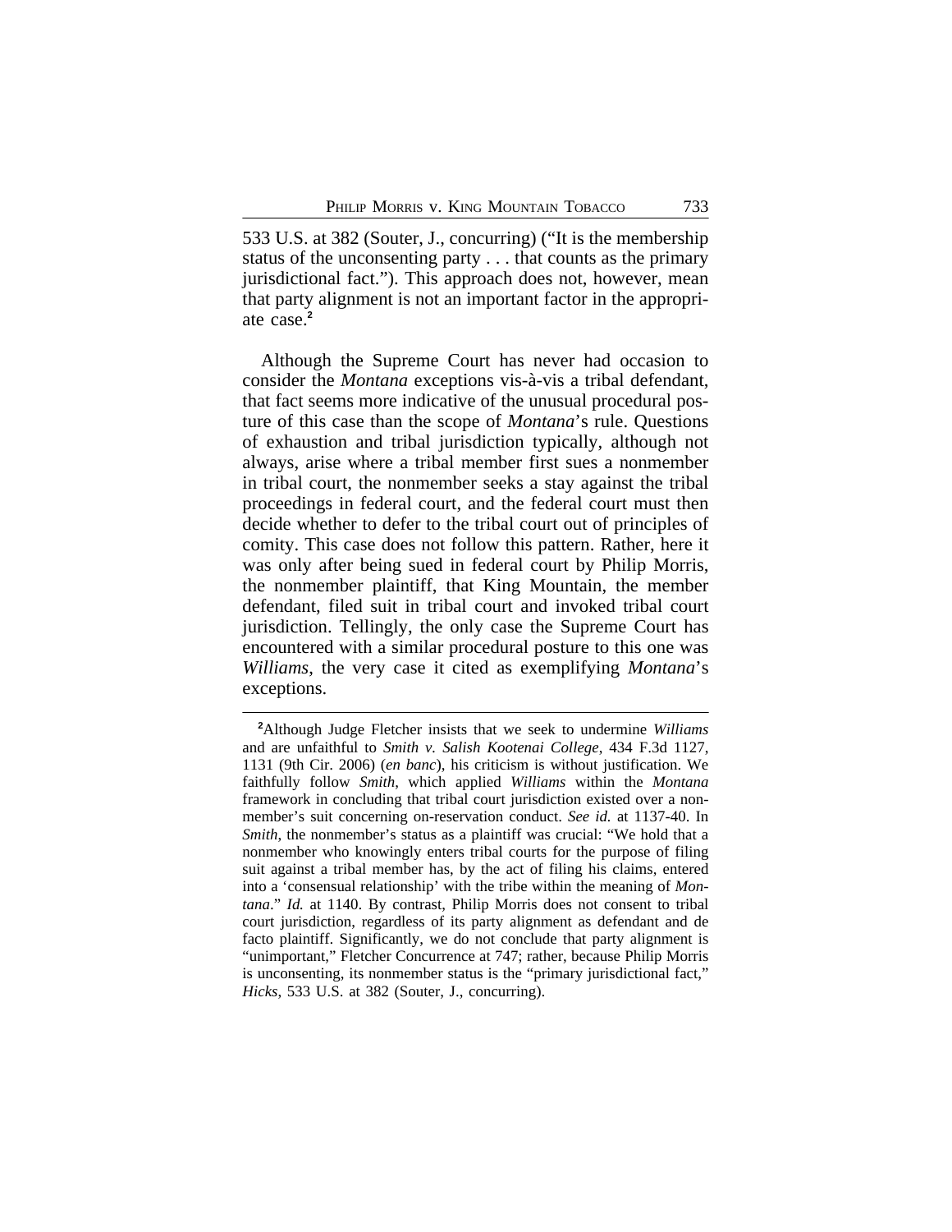533 U.S. at 382 (Souter, J., concurring) ("It is the membership status of the unconsenting party . . . that counts as the primary jurisdictional fact."). This approach does not, however, mean that party alignment is not an important factor in the appropriate case.[2]

Although the Supreme Court has never had occasion to consider the *Montana* exceptions vis-à-vis a tribal defendant, that fact seems more indicative of the unusual procedural posture of this case than the scope of *Montana*'s rule. Questions of exhaustion and tribal jurisdiction typically, although not always, arise where a tribal member first sues a nonmember in tribal court, the nonmember seeks a stay against the tribal proceedings in federal court, and the federal court must then decide whether to defer to the tribal court out of principles of comity. This case does not follow this pattern. Rather, here it was only after being sued in federal court by Philip Morris, the nonmember plaintiff, that King Mountain, the member defendant, filed suit in tribal court and invoked tribal court jurisdiction. Tellingly, the only case the Supreme Court has encountered with a similar procedural posture to this one was *Williams*, the very case it cited as exemplifying *Montana*'s exceptions.

---

[2]Although Judge Fletcher insists that we seek to undermine *Williams* and are unfaithful to *Smith v. Salish Kootenai College*, 434 F.3d 1127, 1131 (9th Cir. 2006) (*en banc*), his criticism is without justification. We faithfully follow *Smith*, which applied *Williams* within the *Montana* framework in concluding that tribal court jurisdiction existed over a nonmember's suit concerning on-reservation conduct. *See id.* at 1137-40. In *Smith*, the nonmember's status as a plaintiff was crucial: "We hold that a nonmember who knowingly enters tribal courts for the purpose of filing suit against a tribal member has, by the act of filing his claims, entered into a 'consensual relationship' with the tribe within the meaning of *Montana*." *Id.* at 1140. By contrast, Philip Morris does not consent to tribal court jurisdiction, regardless of its party alignment as defendant and de facto plaintiff. Significantly, we do not conclude that party alignment is "unimportant," Fletcher Concurrence at 747; rather, because Philip Morris is unconsenting, its nonmember status is the "primary jurisdictional fact," *Hicks*, 533 U.S. at 382 (Souter, J., concurring).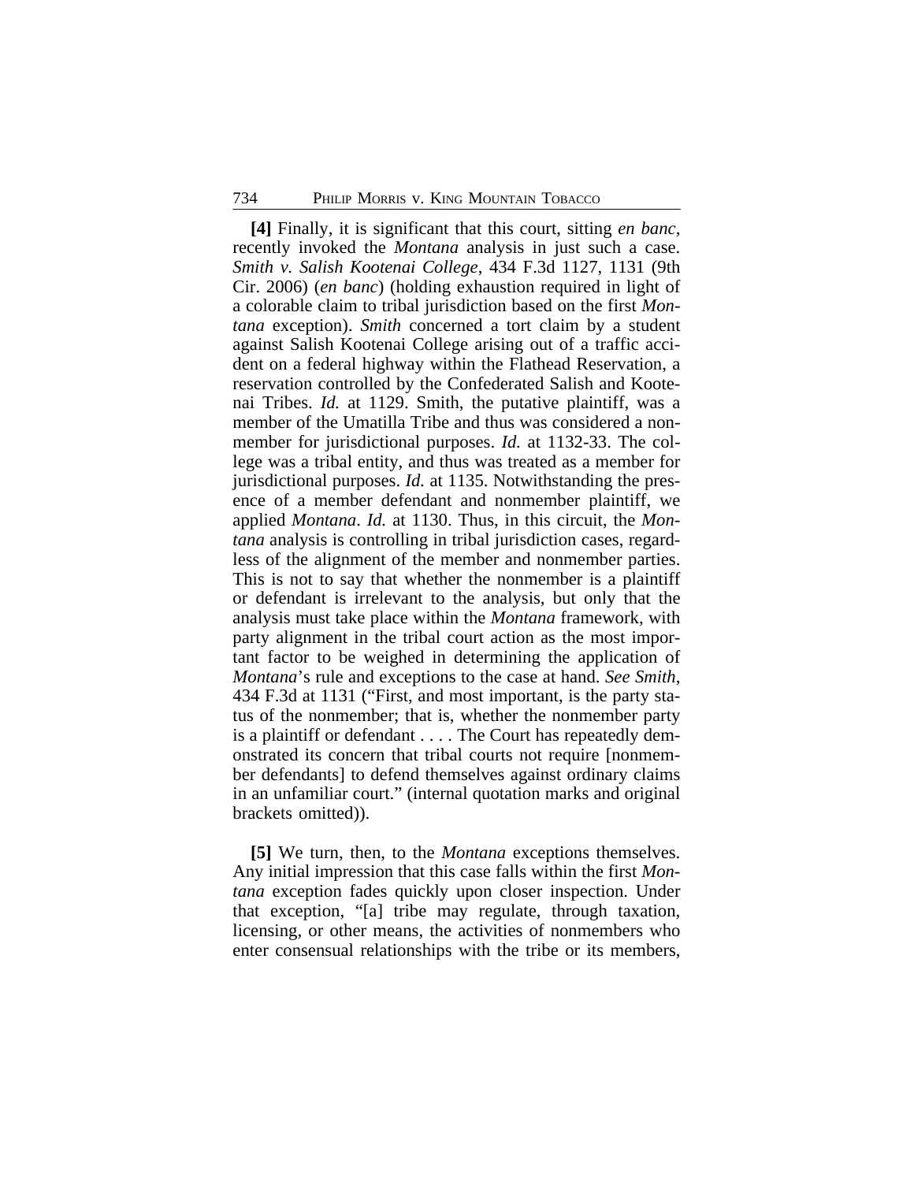**[4]** Finally, it is significant that this court, sitting *en banc*, recently invoked the *Montana* analysis in just such a case. *Smith v. Salish Kootenai College*, 434 F.3d 1127, 1131 (9th Cir. 2006) (*en banc*) (holding exhaustion required in light of a colorable claim to tribal jurisdiction based on the first *Montana* exception). *Smith* concerned a tort claim by a student against Salish Kootenai College arising out of a traffic accident on a federal highway within the Flathead Reservation, a reservation controlled by the Confederated Salish and Kootenai Tribes. *Id.* at 1129. Smith, the putative plaintiff, was a member of the Umatilla Tribe and thus was considered a nonmember for jurisdictional purposes. *Id.* at 1132-33. The college was a tribal entity, and thus was treated as a member for jurisdictional purposes. *Id.* at 1135. Notwithstanding the presence of a member defendant and nonmember plaintiff, we applied *Montana*. *Id.* at 1130. Thus, in this circuit, the *Montana* analysis is controlling in tribal jurisdiction cases, regardless of the alignment of the member and nonmember parties. This is not to say that whether the nonmember is a plaintiff or defendant is irrelevant to the analysis, but only that the analysis must take place within the *Montana* framework, with party alignment in the tribal court action as the most important factor to be weighed in determining the application of *Montana*'s rule and exceptions to the case at hand. *See Smith*, 434 F.3d at 1131 ("First, and most important, is the party status of the nonmember; that is, whether the nonmember party is a plaintiff or defendant . . . . The Court has repeatedly demonstrated its concern that tribal courts not require [nonmember defendants] to defend themselves against ordinary claims in an unfamiliar court." (internal quotation marks and original brackets omitted)).

**[5]** We turn, then, to the *Montana* exceptions themselves. Any initial impression that this case falls within the first *Montana* exception fades quickly upon closer inspection. Under that exception, "[a] tribe may regulate, through taxation, licensing, or other means, the activities of nonmembers who enter consensual relationships with the tribe or its members,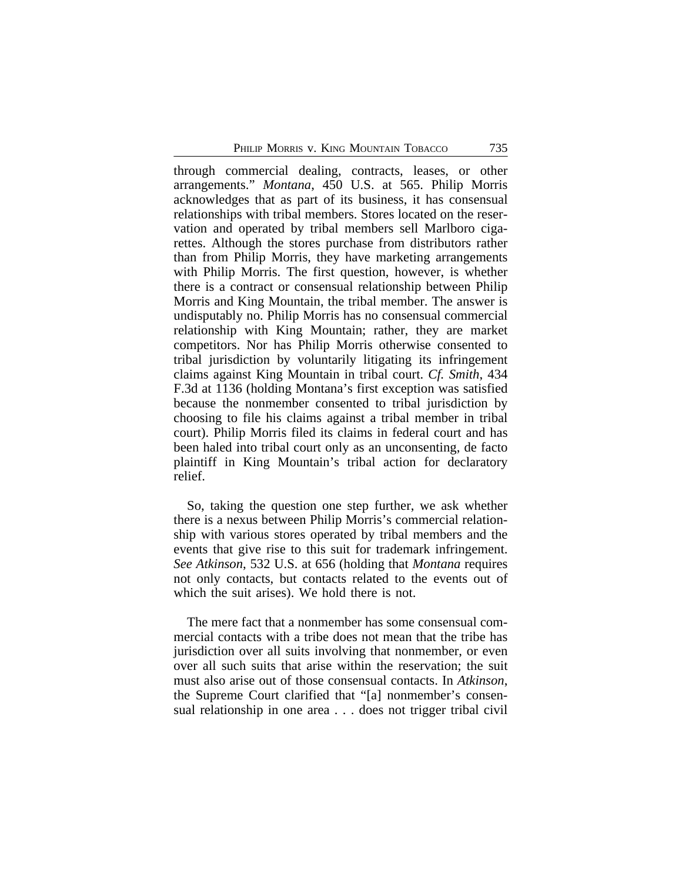through commercial dealing, contracts, leases, or other arrangements." *Montana*, 450 U.S. at 565. Philip Morris acknowledges that as part of its business, it has consensual relationships with tribal members. Stores located on the reservation and operated by tribal members sell Marlboro cigarettes. Although the stores purchase from distributors rather than from Philip Morris, they have marketing arrangements with Philip Morris. The first question, however, is whether there is a contract or consensual relationship between Philip Morris and King Mountain, the tribal member. The answer is undisputably no. Philip Morris has no consensual commercial relationship with King Mountain; rather, they are market competitors. Nor has Philip Morris otherwise consented to tribal jurisdiction by voluntarily litigating its infringement claims against King Mountain in tribal court. *Cf. Smith*, 434 F.3d at 1136 (holding Montana's first exception was satisfied because the nonmember consented to tribal jurisdiction by choosing to file his claims against a tribal member in tribal court). Philip Morris filed its claims in federal court and has been haled into tribal court only as an unconsenting, de facto plaintiff in King Mountain's tribal action for declaratory relief.

So, taking the question one step further, we ask whether there is a nexus between Philip Morris's commercial relationship with various stores operated by tribal members and the events that give rise to this suit for trademark infringement. *See Atkinson*, 532 U.S. at 656 (holding that *Montana* requires not only contacts, but contacts related to the events out of which the suit arises). We hold there is not.

The mere fact that a nonmember has some consensual commercial contacts with a tribe does not mean that the tribe has jurisdiction over all suits involving that nonmember, or even over all such suits that arise within the reservation; the suit must also arise out of those consensual contacts. In *Atkinson*, the Supreme Court clarified that "[a] nonmember's consensual relationship in one area . . . does not trigger tribal civil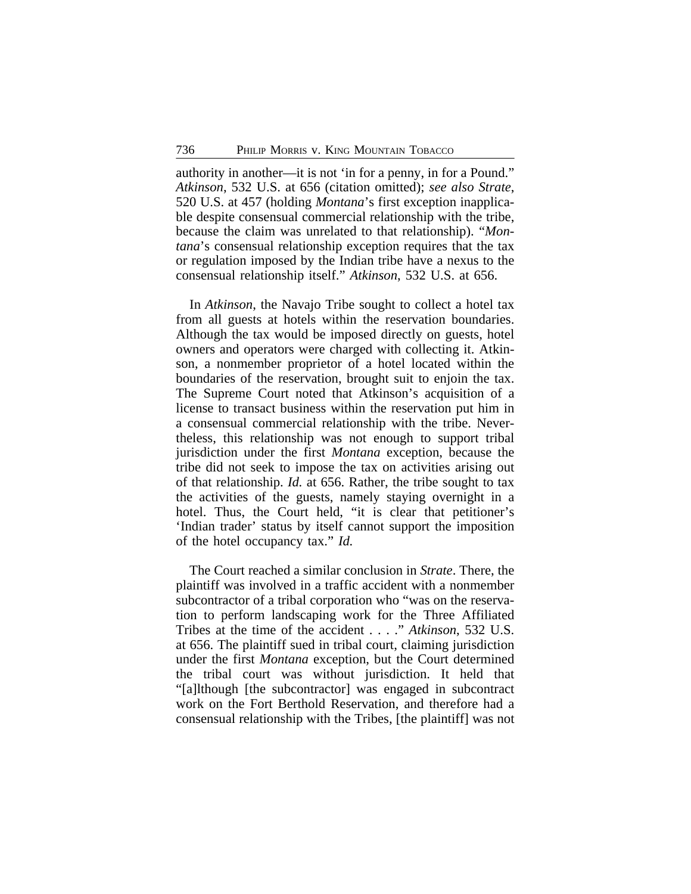authority in another—it is not 'in for a penny, in for a Pound." *Atkinson*, 532 U.S. at 656 (citation omitted); *see also Strate*, 520 U.S. at 457 (holding *Montana*'s first exception inapplicable despite consensual commercial relationship with the tribe, because the claim was unrelated to that relationship). "*Montana*'s consensual relationship exception requires that the tax or regulation imposed by the Indian tribe have a nexus to the consensual relationship itself." *Atkinson*, 532 U.S. at 656.

In *Atkinson*, the Navajo Tribe sought to collect a hotel tax from all guests at hotels within the reservation boundaries. Although the tax would be imposed directly on guests, hotel owners and operators were charged with collecting it. Atkinson, a nonmember proprietor of a hotel located within the boundaries of the reservation, brought suit to enjoin the tax. The Supreme Court noted that Atkinson's acquisition of a license to transact business within the reservation put him in a consensual commercial relationship with the tribe. Nevertheless, this relationship was not enough to support tribal jurisdiction under the first *Montana* exception, because the tribe did not seek to impose the tax on activities arising out of that relationship. *Id.* at 656. Rather, the tribe sought to tax the activities of the guests, namely staying overnight in a hotel. Thus, the Court held, "it is clear that petitioner's 'Indian trader' status by itself cannot support the imposition of the hotel occupancy tax." *Id.*

The Court reached a similar conclusion in *Strate*. There, the plaintiff was involved in a traffic accident with a nonmember subcontractor of a tribal corporation who "was on the reservation to perform landscaping work for the Three Affiliated Tribes at the time of the accident . . . ." *Atkinson*, 532 U.S. at 656. The plaintiff sued in tribal court, claiming jurisdiction under the first *Montana* exception, but the Court determined the tribal court was without jurisdiction. It held that "[a]lthough [the subcontractor] was engaged in subcontract work on the Fort Berthold Reservation, and therefore had a consensual relationship with the Tribes, [the plaintiff] was not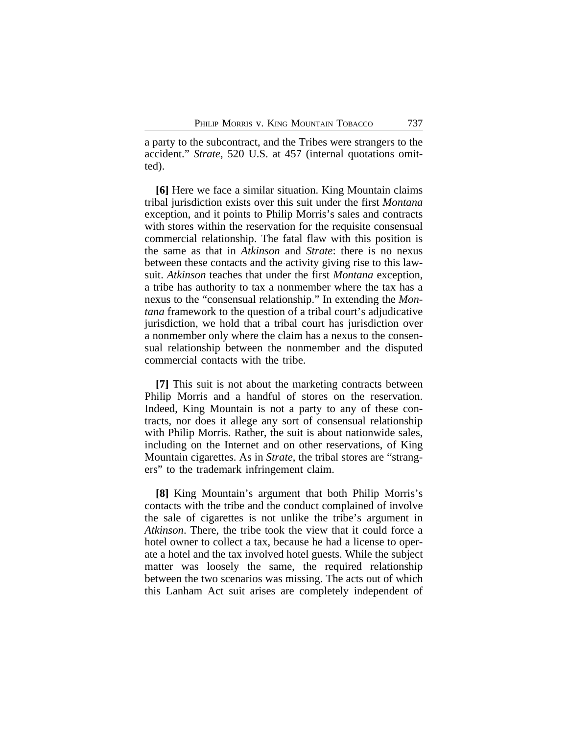a party to the subcontract, and the Tribes were strangers to the accident." *Strate*, 520 U.S. at 457 (internal quotations omitted).

**[6]** Here we face a similar situation. King Mountain claims tribal jurisdiction exists over this suit under the first *Montana* exception, and it points to Philip Morris's sales and contracts with stores within the reservation for the requisite consensual commercial relationship. The fatal flaw with this position is the same as that in *Atkinson* and *Strate*: there is no nexus between these contacts and the activity giving rise to this lawsuit. *Atkinson* teaches that under the first *Montana* exception, a tribe has authority to tax a nonmember where the tax has a nexus to the "consensual relationship." In extending the *Montana* framework to the question of a tribal court's adjudicative jurisdiction, we hold that a tribal court has jurisdiction over a nonmember only where the claim has a nexus to the consensual relationship between the nonmember and the disputed commercial contacts with the tribe.

**[7]** This suit is not about the marketing contracts between Philip Morris and a handful of stores on the reservation. Indeed, King Mountain is not a party to any of these contracts, nor does it allege any sort of consensual relationship with Philip Morris. Rather, the suit is about nationwide sales, including on the Internet and on other reservations, of King Mountain cigarettes. As in *Strate*, the tribal stores are "strangers" to the trademark infringement claim.

**[8]** King Mountain's argument that both Philip Morris's contacts with the tribe and the conduct complained of involve the sale of cigarettes is not unlike the tribe's argument in *Atkinson*. There, the tribe took the view that it could force a hotel owner to collect a tax, because he had a license to operate a hotel and the tax involved hotel guests. While the subject matter was loosely the same, the required relationship between the two scenarios was missing. The acts out of which this Lanham Act suit arises are completely independent of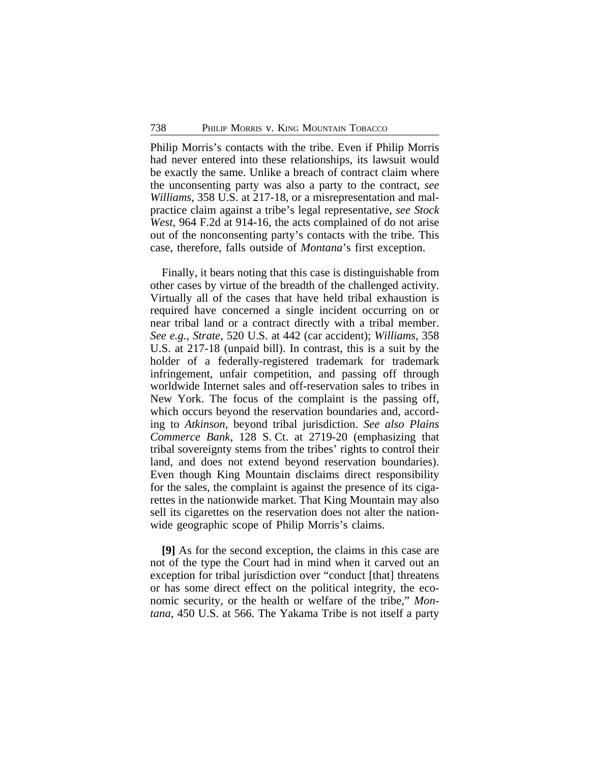Philip Morris's contacts with the tribe. Even if Philip Morris had never entered into these relationships, its lawsuit would be exactly the same. Unlike a breach of contract claim where the unconsenting party was also a party to the contract, *see Williams*, 358 U.S. at 217-18, or a misrepresentation and malpractice claim against a tribe's legal representative, *see Stock West*, 964 F.2d at 914-16, the acts complained of do not arise out of the nonconsenting party's contacts with the tribe. This case, therefore, falls outside of *Montana*'s first exception.

Finally, it bears noting that this case is distinguishable from other cases by virtue of the breadth of the challenged activity. Virtually all of the cases that have held tribal exhaustion is required have concerned a single incident occurring on or near tribal land or a contract directly with a tribal member. *See e.g.*, *Strate*, 520 U.S. at 442 (car accident); *Williams*, 358 U.S. at 217-18 (unpaid bill). In contrast, this is a suit by the holder of a federally-registered trademark for trademark infringement, unfair competition, and passing off through worldwide Internet sales and off-reservation sales to tribes in New York. The focus of the complaint is the passing off, which occurs beyond the reservation boundaries and, according to *Atkinson*, beyond tribal jurisdiction. *See also Plains Commerce Bank*, 128 S. Ct. at 2719-20 (emphasizing that tribal sovereignty stems from the tribes' rights to control their land, and does not extend beyond reservation boundaries). Even though King Mountain disclaims direct responsibility for the sales, the complaint is against the presence of its cigarettes in the nationwide market. That King Mountain may also sell its cigarettes on the reservation does not alter the nationwide geographic scope of Philip Morris's claims.

**[9]** As for the second exception, the claims in this case are not of the type the Court had in mind when it carved out an exception for tribal jurisdiction over "conduct [that] threatens or has some direct effect on the political integrity, the economic security, or the health or welfare of the tribe," *Montana*, 450 U.S. at 566. The Yakama Tribe is not itself a party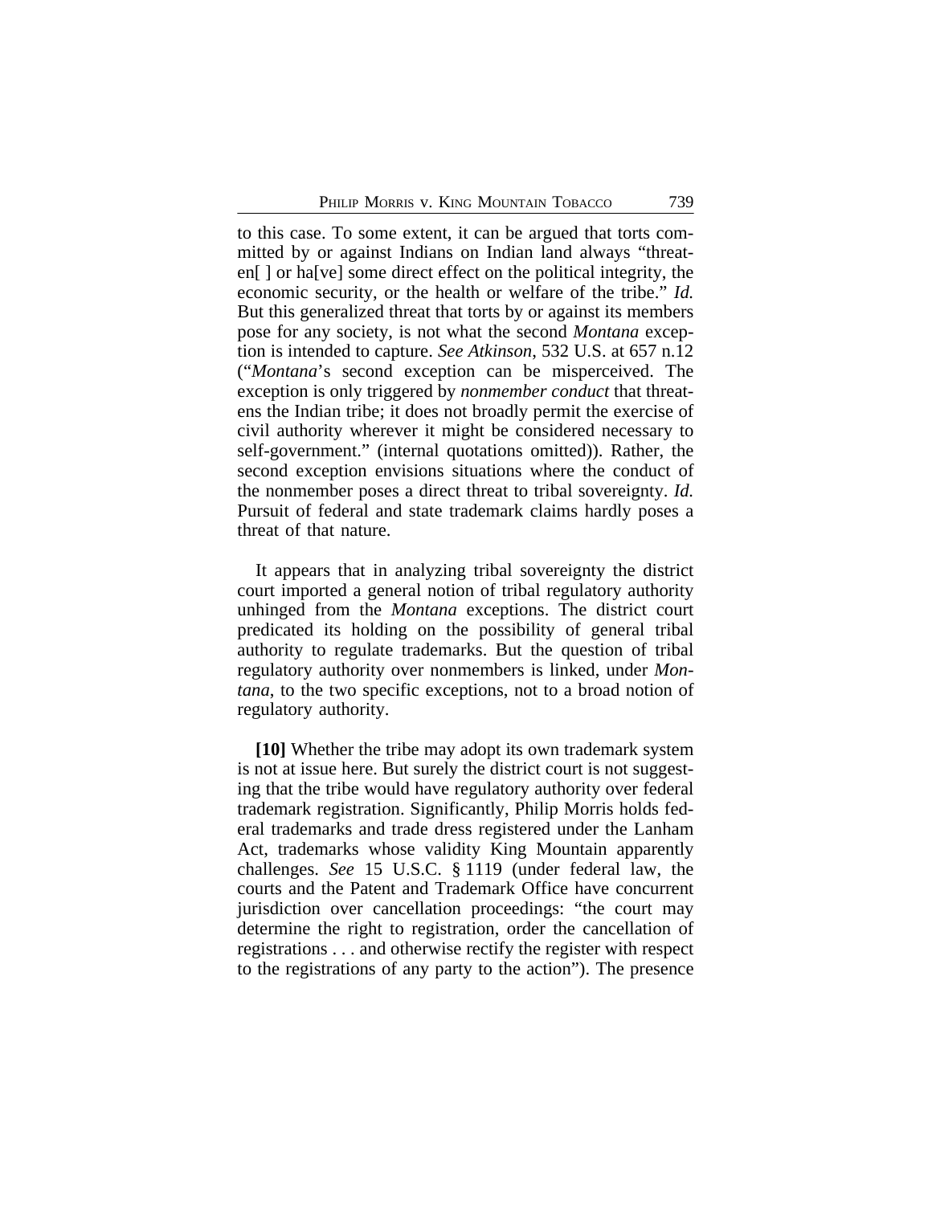to this case. To some extent, it can be argued that torts committed by or against Indians on Indian land always "threaten[ ] or ha[ve] some direct effect on the political integrity, the economic security, or the health or welfare of the tribe." *Id.* But this generalized threat that torts by or against its members pose for any society, is not what the second *Montana* exception is intended to capture. *See Atkinson*, 532 U.S. at 657 n.12 ("*Montana*'s second exception can be misperceived. The exception is only triggered by *nonmember conduct* that threatens the Indian tribe; it does not broadly permit the exercise of civil authority wherever it might be considered necessary to self-government." (internal quotations omitted)). Rather, the second exception envisions situations where the conduct of the nonmember poses a direct threat to tribal sovereignty. *Id.* Pursuit of federal and state trademark claims hardly poses a threat of that nature.

It appears that in analyzing tribal sovereignty the district court imported a general notion of tribal regulatory authority unhinged from the *Montana* exceptions. The district court predicated its holding on the possibility of general tribal authority to regulate trademarks. But the question of tribal regulatory authority over nonmembers is linked, under *Montana*, to the two specific exceptions, not to a broad notion of regulatory authority.

**[10]** Whether the tribe may adopt its own trademark system is not at issue here. But surely the district court is not suggesting that the tribe would have regulatory authority over federal trademark registration. Significantly, Philip Morris holds federal trademarks and trade dress registered under the Lanham Act, trademarks whose validity King Mountain apparently challenges. *See* 15 U.S.C. § 1119 (under federal law, the courts and the Patent and Trademark Office have concurrent jurisdiction over cancellation proceedings: "the court may determine the right to registration, order the cancellation of registrations . . . and otherwise rectify the register with respect to the registrations of any party to the action"). The presence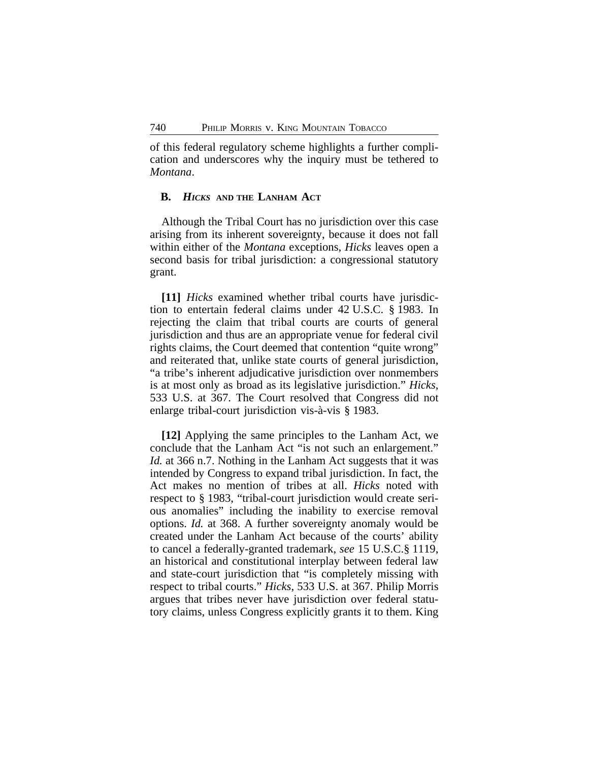of this federal regulatory scheme highlights a further complication and underscores why the inquiry must be tethered to *Montana*.

### B. *Hicks* and the Lanham Act

Although the Tribal Court has no jurisdiction over this case arising from its inherent sovereignty, because it does not fall within either of the *Montana* exceptions, *Hicks* leaves open a second basis for tribal jurisdiction: a congressional statutory grant.

**[11]** *Hicks* examined whether tribal courts have jurisdiction to entertain federal claims under 42 U.S.C. § 1983. In rejecting the claim that tribal courts are courts of general jurisdiction and thus are an appropriate venue for federal civil rights claims, the Court deemed that contention "quite wrong" and reiterated that, unlike state courts of general jurisdiction, "a tribe's inherent adjudicative jurisdiction over nonmembers is at most only as broad as its legislative jurisdiction." *Hicks*, 533 U.S. at 367. The Court resolved that Congress did not enlarge tribal-court jurisdiction vis-à-vis § 1983.

**[12]** Applying the same principles to the Lanham Act, we conclude that the Lanham Act "is not such an enlargement." *Id.* at 366 n.7. Nothing in the Lanham Act suggests that it was intended by Congress to expand tribal jurisdiction. In fact, the Act makes no mention of tribes at all. *Hicks* noted with respect to § 1983, "tribal-court jurisdiction would create serious anomalies" including the inability to exercise removal options. *Id.* at 368. A further sovereignty anomaly would be created under the Lanham Act because of the courts' ability to cancel a federally-granted trademark, *see* 15 U.S.C.§ 1119, an historical and constitutional interplay between federal law and state-court jurisdiction that "is completely missing with respect to tribal courts." *Hicks*, 533 U.S. at 367. Philip Morris argues that tribes never have jurisdiction over federal statutory claims, unless Congress explicitly grants it to them. King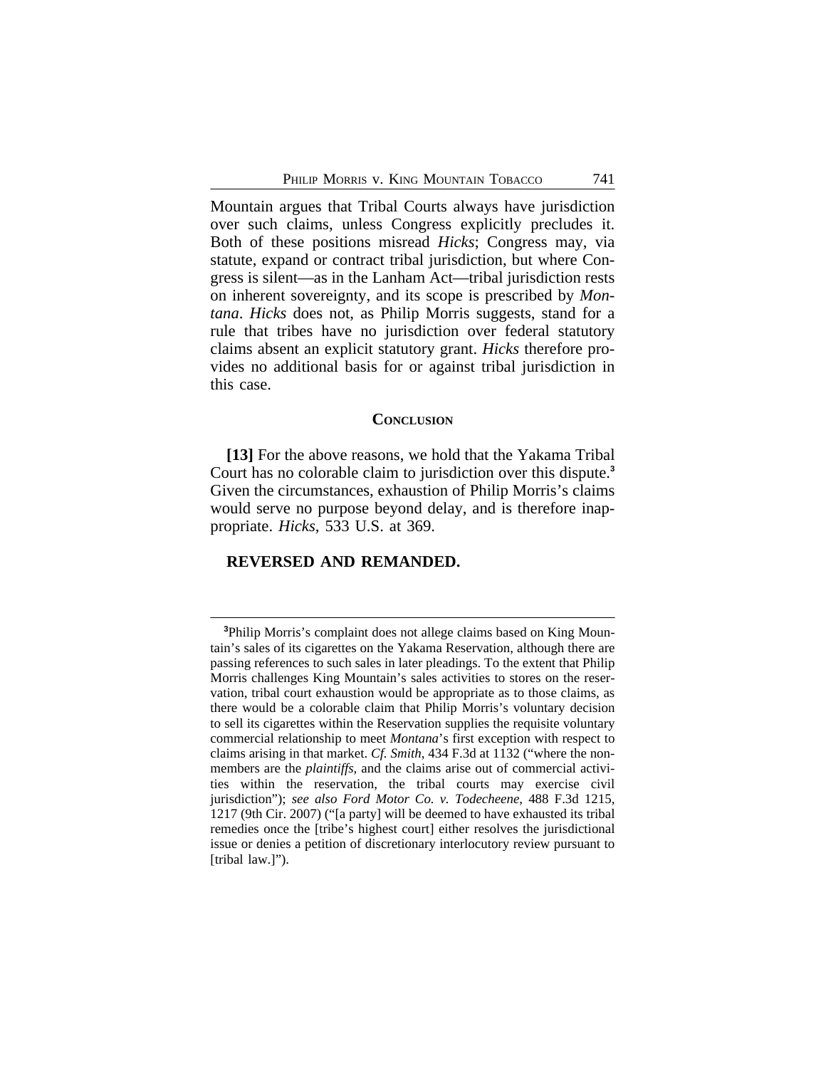Mountain argues that Tribal Courts always have jurisdiction over such claims, unless Congress explicitly precludes it. Both of these positions misread *Hicks*; Congress may, via statute, expand or contract tribal jurisdiction, but where Congress is silent—as in the Lanham Act—tribal jurisdiction rests on inherent sovereignty, and its scope is prescribed by *Montana*. *Hicks* does not, as Philip Morris suggests, stand for a rule that tribes have no jurisdiction over federal statutory claims absent an explicit statutory grant. *Hicks* therefore provides no additional basis for or against tribal jurisdiction in this case.

## CONCLUSION

**[13]** For the above reasons, we hold that the Yakama Tribal Court has no colorable claim to jurisdiction over this dispute.[3] Given the circumstances, exhaustion of Philip Morris's claims would serve no purpose beyond delay, and is therefore inappropriate. *Hicks*, 533 U.S. at 369.

**REVERSED AND REMANDED.**

---

[3]Philip Morris's complaint does not allege claims based on King Mountain's sales of its cigarettes on the Yakama Reservation, although there are passing references to such sales in later pleadings. To the extent that Philip Morris challenges King Mountain's sales activities to stores on the reservation, tribal court exhaustion would be appropriate as to those claims, as there would be a colorable claim that Philip Morris's voluntary decision to sell its cigarettes within the Reservation supplies the requisite voluntary commercial relationship to meet *Montana*'s first exception with respect to claims arising in that market. *Cf. Smith*, 434 F.3d at 1132 ("where the nonmembers are the *plaintiffs*, and the claims arise out of commercial activities within the reservation, the tribal courts may exercise civil jurisdiction"); *see also Ford Motor Co. v. Todecheene*, 488 F.3d 1215, 1217 (9th Cir. 2007) ("[a party] will be deemed to have exhausted its tribal remedies once the [tribe's highest court] either resolves the jurisdictional issue or denies a petition of discretionary interlocutory review pursuant to [tribal law.]").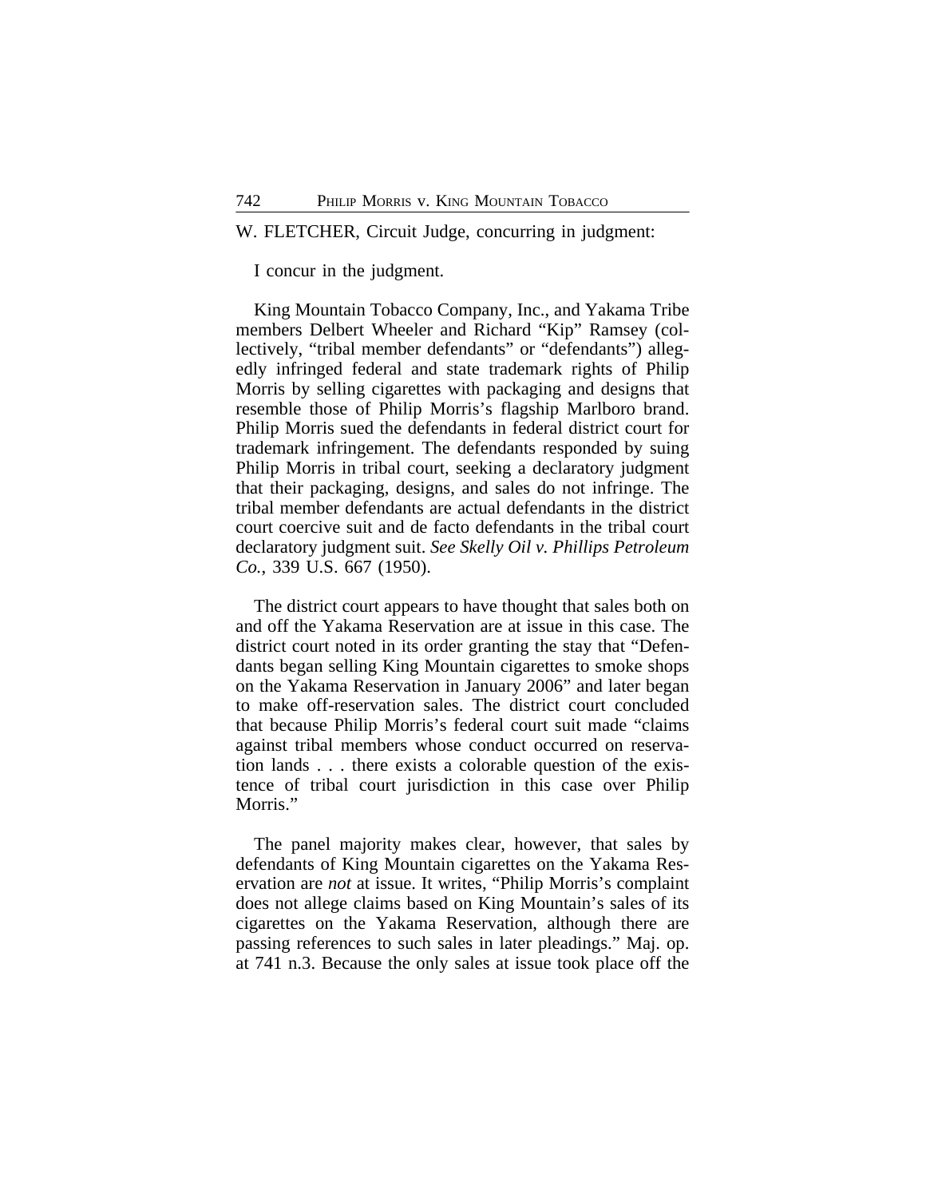W. FLETCHER, Circuit Judge, concurring in judgment:

I concur in the judgment.

King Mountain Tobacco Company, Inc., and Yakama Tribe members Delbert Wheeler and Richard "Kip" Ramsey (collectively, "tribal member defendants" or "defendants") allegedly infringed federal and state trademark rights of Philip Morris by selling cigarettes with packaging and designs that resemble those of Philip Morris's flagship Marlboro brand. Philip Morris sued the defendants in federal district court for trademark infringement. The defendants responded by suing Philip Morris in tribal court, seeking a declaratory judgment that their packaging, designs, and sales do not infringe. The tribal member defendants are actual defendants in the district court coercive suit and de facto defendants in the tribal court declaratory judgment suit. *See Skelly Oil v. Phillips Petroleum Co.*, 339 U.S. 667 (1950).

The district court appears to have thought that sales both on and off the Yakama Reservation are at issue in this case. The district court noted in its order granting the stay that "Defendants began selling King Mountain cigarettes to smoke shops on the Yakama Reservation in January 2006" and later began to make off-reservation sales. The district court concluded that because Philip Morris's federal court suit made "claims against tribal members whose conduct occurred on reservation lands . . . there exists a colorable question of the existence of tribal court jurisdiction in this case over Philip Morris."

The panel majority makes clear, however, that sales by defendants of King Mountain cigarettes on the Yakama Reservation are *not* at issue. It writes, "Philip Morris's complaint does not allege claims based on King Mountain's sales of its cigarettes on the Yakama Reservation, although there are passing references to such sales in later pleadings." Maj. op. at 741 n.3. Because the only sales at issue took place off the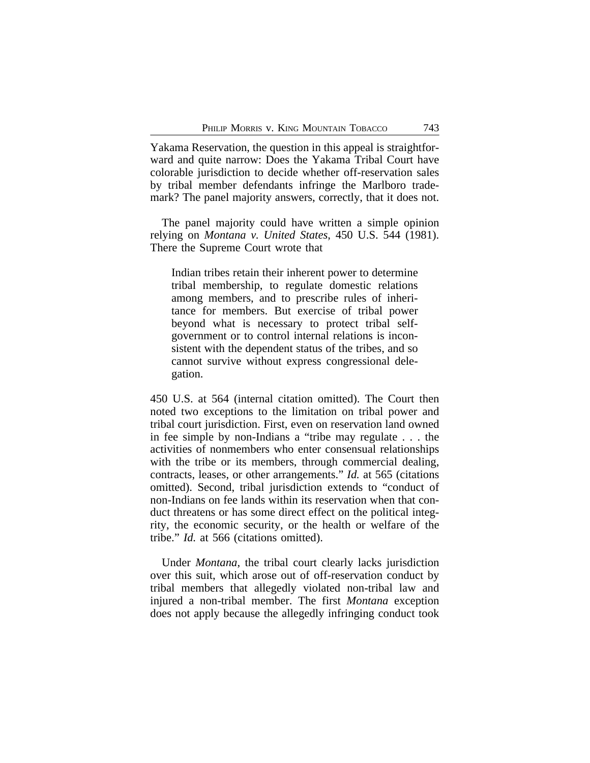Yakama Reservation, the question in this appeal is straightforward and quite narrow: Does the Yakama Tribal Court have colorable jurisdiction to decide whether off-reservation sales by tribal member defendants infringe the Marlboro trademark? The panel majority answers, correctly, that it does not.

The panel majority could have written a simple opinion relying on *Montana v. United States*, 450 U.S. 544 (1981). There the Supreme Court wrote that

> Indian tribes retain their inherent power to determine tribal membership, to regulate domestic relations among members, and to prescribe rules of inheritance for members. But exercise of tribal power beyond what is necessary to protect tribal self-government or to control internal relations is inconsistent with the dependent status of the tribes, and so cannot survive without express congressional delegation.

450 U.S. at 564 (internal citation omitted). The Court then noted two exceptions to the limitation on tribal power and tribal court jurisdiction. First, even on reservation land owned in fee simple by non-Indians a "tribe may regulate . . . the activities of nonmembers who enter consensual relationships with the tribe or its members, through commercial dealing, contracts, leases, or other arrangements." *Id.* at 565 (citations omitted). Second, tribal jurisdiction extends to "conduct of non-Indians on fee lands within its reservation when that conduct threatens or has some direct effect on the political integrity, the economic security, or the health or welfare of the tribe." *Id.* at 566 (citations omitted).

Under *Montana*, the tribal court clearly lacks jurisdiction over this suit, which arose out of off-reservation conduct by tribal members that allegedly violated non-tribal law and injured a non-tribal member. The first *Montana* exception does not apply because the allegedly infringing conduct took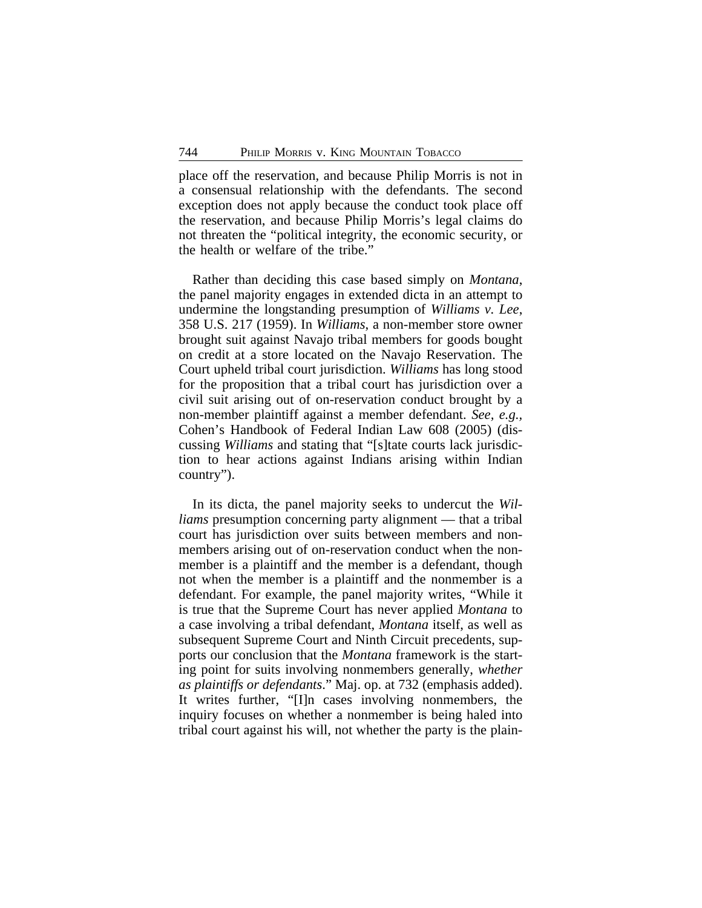place off the reservation, and because Philip Morris is not in a consensual relationship with the defendants. The second exception does not apply because the conduct took place off the reservation, and because Philip Morris's legal claims do not threaten the "political integrity, the economic security, or the health or welfare of the tribe."

Rather than deciding this case based simply on *Montana*, the panel majority engages in extended dicta in an attempt to undermine the longstanding presumption of *Williams v. Lee*, 358 U.S. 217 (1959). In *Williams*, a non-member store owner brought suit against Navajo tribal members for goods bought on credit at a store located on the Navajo Reservation. The Court upheld tribal court jurisdiction. *Williams* has long stood for the proposition that a tribal court has jurisdiction over a civil suit arising out of on-reservation conduct brought by a non-member plaintiff against a member defendant. *See, e.g.*, Cohen's Handbook of Federal Indian Law 608 (2005) (discussing *Williams* and stating that "[s]tate courts lack jurisdiction to hear actions against Indians arising within Indian country").

In its dicta, the panel majority seeks to undercut the *Williams* presumption concerning party alignment — that a tribal court has jurisdiction over suits between members and non-members arising out of on-reservation conduct when the non-member is a plaintiff and the member is a defendant, though not when the member is a plaintiff and the nonmember is a defendant. For example, the panel majority writes, "While it is true that the Supreme Court has never applied *Montana* to a case involving a tribal defendant, *Montana* itself, as well as subsequent Supreme Court and Ninth Circuit precedents, supports our conclusion that the *Montana* framework is the starting point for suits involving nonmembers generally, *whether as plaintiffs or defendants*." Maj. op. at 732 (emphasis added). It writes further, "[I]n cases involving nonmembers, the inquiry focuses on whether a nonmember is being haled into tribal court against his will, not whether the party is the plain-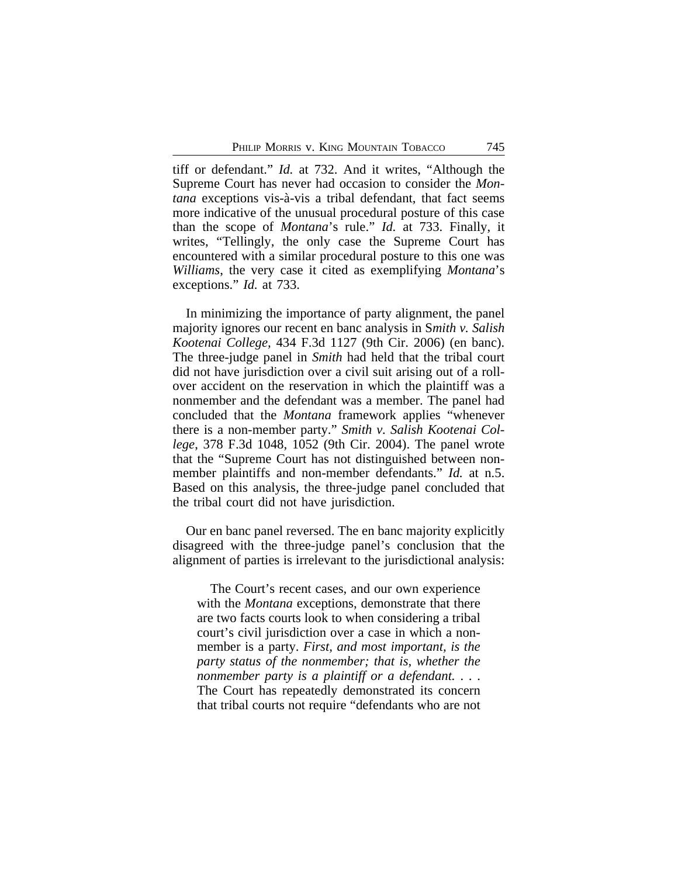tiff or defendant." *Id.* at 732. And it writes, "Although the Supreme Court has never had occasion to consider the *Montana* exceptions vis-à-vis a tribal defendant, that fact seems more indicative of the unusual procedural posture of this case than the scope of *Montana*'s rule." *Id.* at 733. Finally, it writes, "Tellingly, the only case the Supreme Court has encountered with a similar procedural posture to this one was *Williams*, the very case it cited as exemplifying *Montana*'s exceptions." *Id.* at 733.

In minimizing the importance of party alignment, the panel majority ignores our recent en banc analysis in S*mith v. Salish Kootenai College,* 434 F.3d 1127 (9th Cir. 2006) (en banc). The three-judge panel in *Smith* had held that the tribal court did not have jurisdiction over a civil suit arising out of a roll-over accident on the reservation in which the plaintiff was a nonmember and the defendant was a member. The panel had concluded that the *Montana* framework applies "whenever there is a non-member party." *Smith v. Salish Kootenai College*, 378 F.3d 1048, 1052 (9th Cir. 2004). The panel wrote that the "Supreme Court has not distinguished between non-member plaintiffs and non-member defendants." *Id.* at n.5. Based on this analysis, the three-judge panel concluded that the tribal court did not have jurisdiction.

Our en banc panel reversed. The en banc majority explicitly disagreed with the three-judge panel's conclusion that the alignment of parties is irrelevant to the jurisdictional analysis:

> The Court's recent cases, and our own experience with the *Montana* exceptions, demonstrate that there are two facts courts look to when considering a tribal court's civil jurisdiction over a case in which a non-member is a party. *First, and most important, is the party status of the nonmember; that is, whether the nonmember party is a plaintiff or a defendant. . . .* The Court has repeatedly demonstrated its concern that tribal courts not require "defendants who are not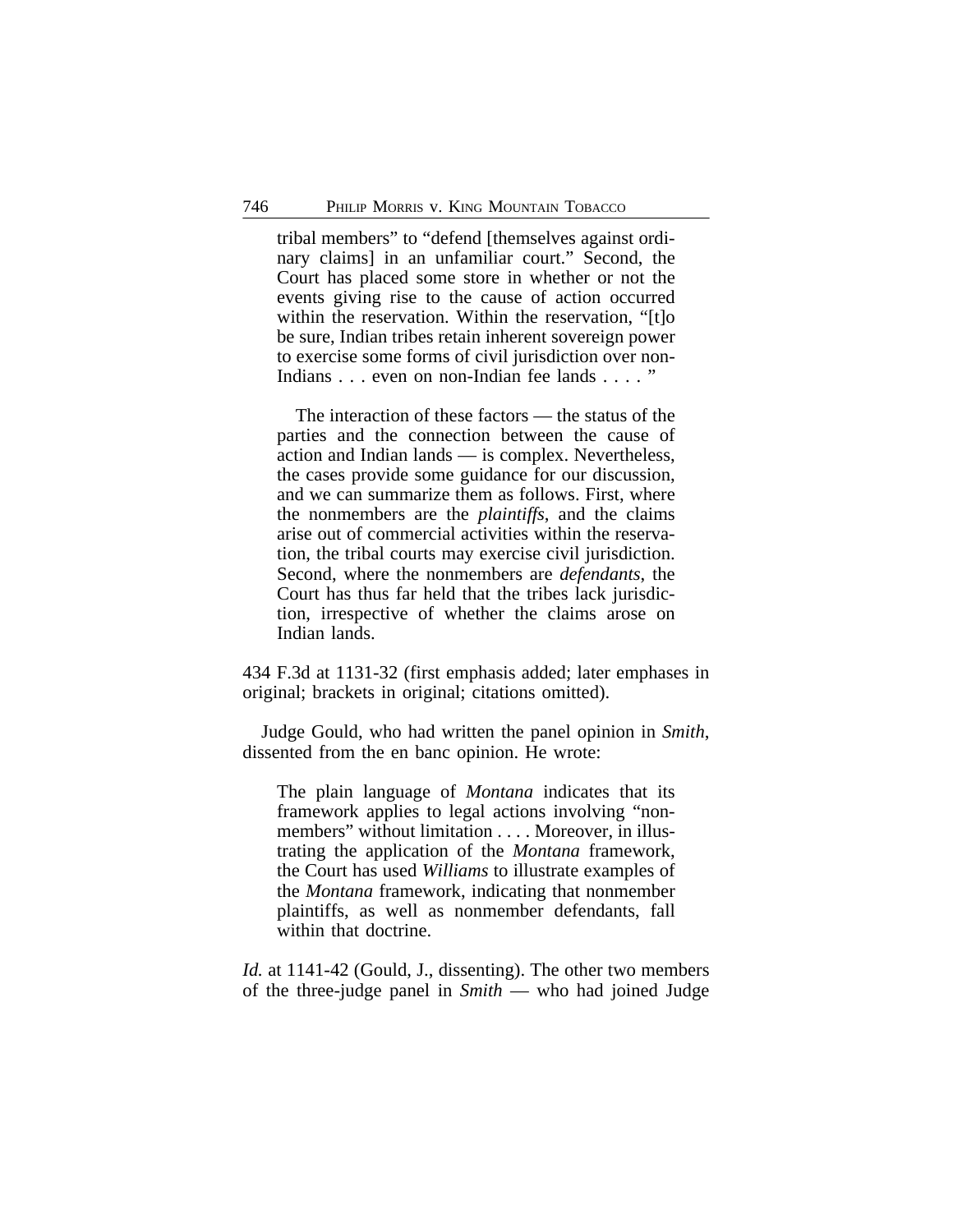> tribal members" to "defend [themselves against ordinary claims] in an unfamiliar court." Second, the Court has placed some store in whether or not the events giving rise to the cause of action occurred within the reservation. Within the reservation, "[t]o be sure, Indian tribes retain inherent sovereign power to exercise some forms of civil jurisdiction over non-Indians . . . even on non-Indian fee lands . . . . "
>
> The interaction of these factors — the status of the parties and the connection between the cause of action and Indian lands — is complex. Nevertheless, the cases provide some guidance for our discussion, and we can summarize them as follows. First, where the nonmembers are the *plaintiffs*, and the claims arise out of commercial activities within the reservation, the tribal courts may exercise civil jurisdiction. Second, where the nonmembers are *defendants*, the Court has thus far held that the tribes lack jurisdiction, irrespective of whether the claims arose on Indian lands.

434 F.3d at 1131-32 (first emphasis added; later emphases in original; brackets in original; citations omitted).

Judge Gould, who had written the panel opinion in *Smith*, dissented from the en banc opinion. He wrote:

> The plain language of *Montana* indicates that its framework applies to legal actions involving "nonmembers" without limitation . . . . Moreover, in illustrating the application of the *Montana* framework, the Court has used *Williams* to illustrate examples of the *Montana* framework, indicating that nonmember plaintiffs, as well as nonmember defendants, fall within that doctrine.

*Id.* at 1141-42 (Gould, J., dissenting). The other two members of the three-judge panel in *Smith* — who had joined Judge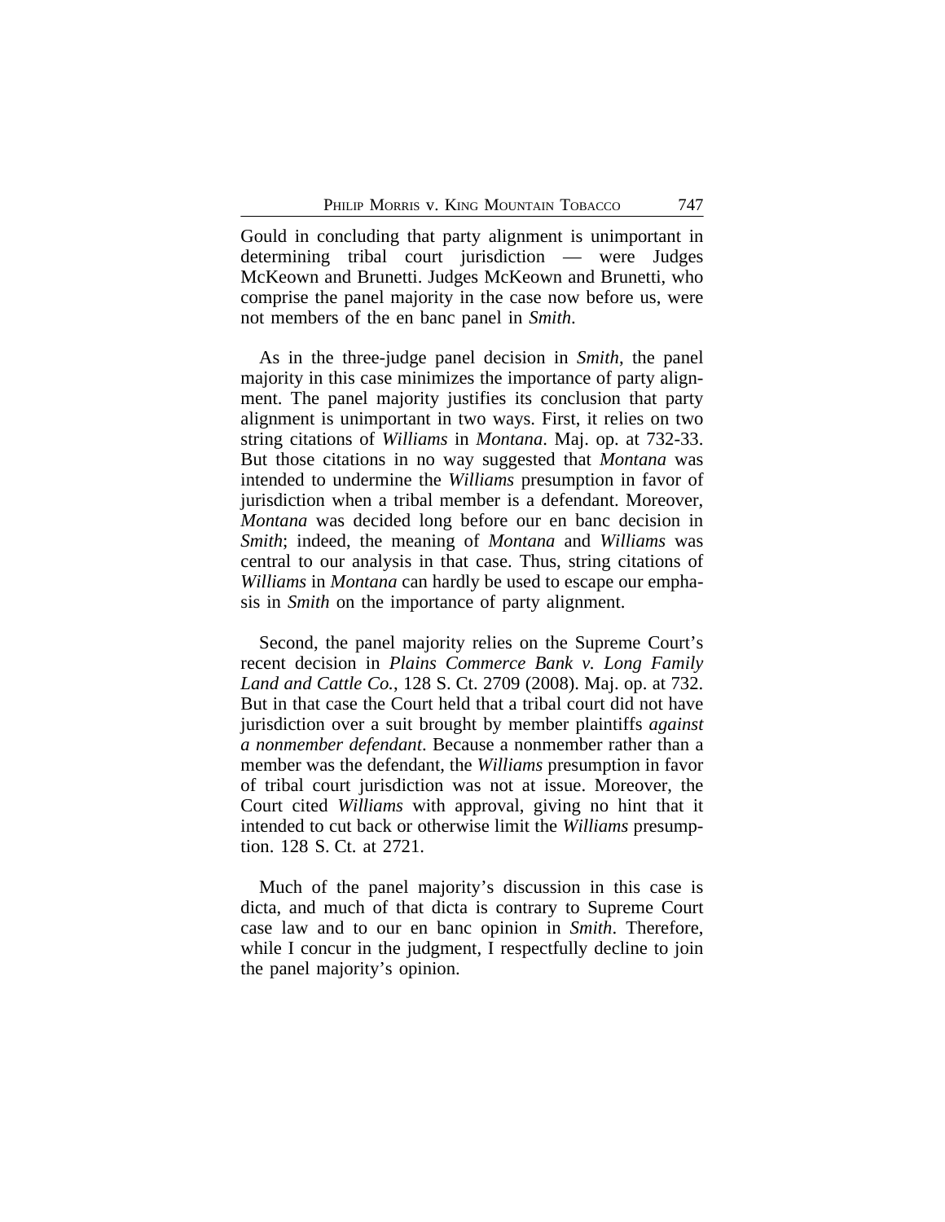Gould in concluding that party alignment is unimportant in determining tribal court jurisdiction — were Judges McKeown and Brunetti. Judges McKeown and Brunetti, who comprise the panel majority in the case now before us, were not members of the en banc panel in *Smith*.

As in the three-judge panel decision in *Smith*, the panel majority in this case minimizes the importance of party alignment. The panel majority justifies its conclusion that party alignment is unimportant in two ways. First, it relies on two string citations of *Williams* in *Montana*. Maj. op. at 732-33. But those citations in no way suggested that *Montana* was intended to undermine the *Williams* presumption in favor of jurisdiction when a tribal member is a defendant. Moreover, *Montana* was decided long before our en banc decision in *Smith*; indeed, the meaning of *Montana* and *Williams* was central to our analysis in that case. Thus, string citations of *Williams* in *Montana* can hardly be used to escape our emphasis in *Smith* on the importance of party alignment.

Second, the panel majority relies on the Supreme Court's recent decision in *Plains Commerce Bank v. Long Family Land and Cattle Co.*, 128 S. Ct. 2709 (2008). Maj. op. at 732. But in that case the Court held that a tribal court did not have jurisdiction over a suit brought by member plaintiffs *against a nonmember defendant*. Because a nonmember rather than a member was the defendant, the *Williams* presumption in favor of tribal court jurisdiction was not at issue. Moreover, the Court cited *Williams* with approval, giving no hint that it intended to cut back or otherwise limit the *Williams* presumption. 128 S. Ct. at 2721.

Much of the panel majority's discussion in this case is dicta, and much of that dicta is contrary to Supreme Court case law and to our en banc opinion in *Smith*. Therefore, while I concur in the judgment, I respectfully decline to join the panel majority's opinion.